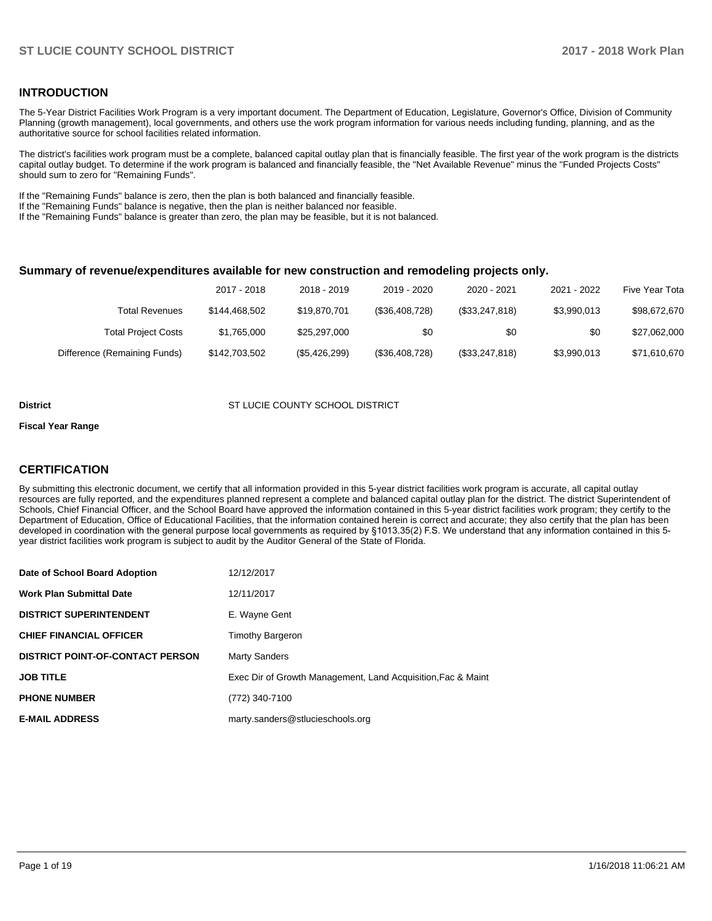## INTRODUCTION

The 5-Year District Facilities Work Program is a very important document. The Department of Education, Legislature, Governor's Office, Division of Community Planning (growth management), local governments, and others use the work program information for various needs including funding, planning, and as the authoritative source for school facilities related information.

The district's facilities work program must be a complete, balanced capital outlay plan that is financially feasible. The first year of the work program is the districts capital outlay budget. To determine if the work program is balanced and financially feasible, the "Net Available Revenue" minus the "Funded Projects Costs" should sum to zero for "Remaining Funds".

If the "Remaining Funds" balance is zero, then the plan is both balanced and financially feasible.
If the "Remaining Funds" balance is negative, then the plan is neither balanced nor feasible.
If the "Remaining Funds" balance is greater than zero, the plan may be feasible, but it is not balanced.

### Summary of revenue/expenditures available for new construction and remodeling projects only.

| | 2017 - 2018 | 2018 - 2019 | 2019 - 2020 | 2020 - 2021 | 2021 - 2022 | Five Year Tota |
|---|---|---|---|---|---|---|
| Total Revenues | $144,468,502 | $19,870,701 | ($36,408,728) | ($33,247,818) | $3,990,013 | $98,672,670 |
| Total Project Costs | $1,765,000 | $25,297,000 | $0 | $0 | $0 | $27,062,000 |
| Difference (Remaining Funds) | $142,703,502 | ($5,426,299) | ($36,408,728) | ($33,247,818) | $3,990,013 | $71,610,670 |

**District** ST LUCIE COUNTY SCHOOL DISTRICT

**Fiscal Year Range**

## CERTIFICATION

By submitting this electronic document, we certify that all information provided in this 5-year district facilities work program is accurate, all capital outlay resources are fully reported, and the expenditures planned represent a complete and balanced capital outlay plan for the district. The district Superintendent of Schools, Chief Financial Officer, and the School Board have approved the information contained in this 5-year district facilities work program; they certify to the Department of Education, Office of Educational Facilities, that the information contained herein is correct and accurate; they also certify that the plan has been developed in coordination with the general purpose local governments as required by §1013.35(2) F.S. We understand that any information contained in this 5-year district facilities work program is subject to audit by the Auditor General of the State of Florida.

| | |
|---|---|
| **Date of School Board Adoption** | 12/12/2017 |
| **Work Plan Submittal Date** | 12/11/2017 |
| **DISTRICT SUPERINTENDENT** | E. Wayne Gent |
| **CHIEF FINANCIAL OFFICER** | Timothy Bargeron |
| **DISTRICT POINT-OF-CONTACT PERSON** | Marty Sanders |
| **JOB TITLE** | Exec Dir of Growth Management, Land Acquisition,Fac & Maint |
| **PHONE NUMBER** | (772) 340-7100 |
| **E-MAIL ADDRESS** | marty.sanders@stlucieschools.org |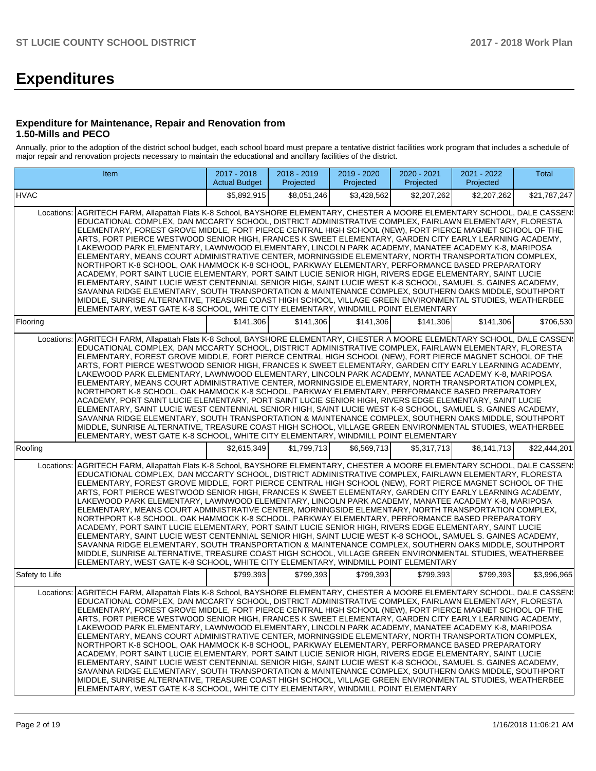# Expenditures

### Expenditure for Maintenance, Repair and Renovation from 1.50-Mills and PECO

Annually, prior to the adoption of the district school budget, each school board must prepare a tentative district facilities work program that includes a schedule of major repair and renovation projects necessary to maintain the educational and ancillary facilities of the district.

| Item | | 2017 - 2018 Actual Budget | 2018 - 2019 Projected | 2019 - 2020 Projected | 2020 - 2021 Projected | 2021 - 2022 Projected | Total |
|---|---|---|---|---|---|---|---|
| HVAC | | $5,892,915 | $8,051,246 | $3,428,562 | $2,207,262 | $2,207,262 | $21,787,247 |
| Locations: | AGRITECH FARM, Allapattah Flats K-8 School, BAYSHORE ELEMENTARY, CHESTER A MOORE ELEMENTARY SCHOOL, DALE CASSENS EDUCATIONAL COMPLEX, DAN MCCARTY SCHOOL, DISTRICT ADMINISTRATIVE COMPLEX, FAIRLAWN ELEMENTARY, FLORESTA ELEMENTARY, FOREST GROVE MIDDLE, FORT PIERCE CENTRAL HIGH SCHOOL (NEW), FORT PIERCE MAGNET SCHOOL OF THE ARTS, FORT PIERCE WESTWOOD SENIOR HIGH, FRANCES K SWEET ELEMENTARY, GARDEN CITY EARLY LEARNING ACADEMY, LAKEWOOD PARK ELEMENTARY, LAWNWOOD ELEMENTARY, LINCOLN PARK ACADEMY, MANATEE ACADEMY K-8, MARIPOSA ELEMENTARY, MEANS COURT ADMINISTRATIVE CENTER, MORNINGSIDE ELEMENTARY, NORTH TRANSPORTATION COMPLEX, NORTHPORT K-8 SCHOOL, OAK HAMMOCK K-8 SCHOOL, PARKWAY ELEMENTARY, PERFORMANCE BASED PREPARATORY ACADEMY, PORT SAINT LUCIE ELEMENTARY, PORT SAINT LUCIE SENIOR HIGH, RIVERS EDGE ELEMENTARY, SAINT LUCIE ELEMENTARY, SAINT LUCIE WEST CENTENNIAL SENIOR HIGH, SAINT LUCIE WEST K-8 SCHOOL, SAMUEL S. GAINES ACADEMY, SAVANNA RIDGE ELEMENTARY, SOUTH TRANSPORTATION & MAINTENANCE COMPLEX, SOUTHERN OAKS MIDDLE, SOUTHPORT MIDDLE, SUNRISE ALTERNATIVE, TREASURE COAST HIGH SCHOOL, VILLAGE GREEN ENVIRONMENTAL STUDIES, WEATHERBEE ELEMENTARY, WEST GATE K-8 SCHOOL, WHITE CITY ELEMENTARY, WINDMILL POINT ELEMENTARY | | | | | | |
| Flooring | | $141,306 | $141,306 | $141,306 | $141,306 | $141,306 | $706,530 |
| Locations: | AGRITECH FARM, Allapattah Flats K-8 School, BAYSHORE ELEMENTARY, CHESTER A MOORE ELEMENTARY SCHOOL, DALE CASSENS EDUCATIONAL COMPLEX, DAN MCCARTY SCHOOL, DISTRICT ADMINISTRATIVE COMPLEX, FAIRLAWN ELEMENTARY, FLORESTA ELEMENTARY, FOREST GROVE MIDDLE, FORT PIERCE CENTRAL HIGH SCHOOL (NEW), FORT PIERCE MAGNET SCHOOL OF THE ARTS, FORT PIERCE WESTWOOD SENIOR HIGH, FRANCES K SWEET ELEMENTARY, GARDEN CITY EARLY LEARNING ACADEMY, LAKEWOOD PARK ELEMENTARY, LAWNWOOD ELEMENTARY, LINCOLN PARK ACADEMY, MANATEE ACADEMY K-8, MARIPOSA ELEMENTARY, MEANS COURT ADMINISTRATIVE CENTER, MORNINGSIDE ELEMENTARY, NORTH TRANSPORTATION COMPLEX, NORTHPORT K-8 SCHOOL, OAK HAMMOCK K-8 SCHOOL, PARKWAY ELEMENTARY, PERFORMANCE BASED PREPARATORY ACADEMY, PORT SAINT LUCIE ELEMENTARY, PORT SAINT LUCIE SENIOR HIGH, RIVERS EDGE ELEMENTARY, SAINT LUCIE ELEMENTARY, SAINT LUCIE WEST CENTENNIAL SENIOR HIGH, SAINT LUCIE WEST K-8 SCHOOL, SAMUEL S. GAINES ACADEMY, SAVANNA RIDGE ELEMENTARY, SOUTH TRANSPORTATION & MAINTENANCE COMPLEX, SOUTHERN OAKS MIDDLE, SOUTHPORT MIDDLE, SUNRISE ALTERNATIVE, TREASURE COAST HIGH SCHOOL, VILLAGE GREEN ENVIRONMENTAL STUDIES, WEATHERBEE ELEMENTARY, WEST GATE K-8 SCHOOL, WHITE CITY ELEMENTARY, WINDMILL POINT ELEMENTARY | | | | | | |
| Roofing | | $2,615,349 | $1,799,713 | $6,569,713 | $5,317,713 | $6,141,713 | $22,444,201 |
| Locations: | AGRITECH FARM, Allapattah Flats K-8 School, BAYSHORE ELEMENTARY, CHESTER A MOORE ELEMENTARY SCHOOL, DALE CASSENS EDUCATIONAL COMPLEX, DAN MCCARTY SCHOOL, DISTRICT ADMINISTRATIVE COMPLEX, FAIRLAWN ELEMENTARY, FLORESTA ELEMENTARY, FOREST GROVE MIDDLE, FORT PIERCE CENTRAL HIGH SCHOOL (NEW), FORT PIERCE MAGNET SCHOOL OF THE ARTS, FORT PIERCE WESTWOOD SENIOR HIGH, FRANCES K SWEET ELEMENTARY, GARDEN CITY EARLY LEARNING ACADEMY, LAKEWOOD PARK ELEMENTARY, LAWNWOOD ELEMENTARY, LINCOLN PARK ACADEMY, MANATEE ACADEMY K-8, MARIPOSA ELEMENTARY, MEANS COURT ADMINISTRATIVE CENTER, MORNINGSIDE ELEMENTARY, NORTH TRANSPORTATION COMPLEX, NORTHPORT K-8 SCHOOL, OAK HAMMOCK K-8 SCHOOL, PARKWAY ELEMENTARY, PERFORMANCE BASED PREPARATORY ACADEMY, PORT SAINT LUCIE ELEMENTARY, PORT SAINT LUCIE SENIOR HIGH, RIVERS EDGE ELEMENTARY, SAINT LUCIE ELEMENTARY, SAINT LUCIE WEST CENTENNIAL SENIOR HIGH, SAINT LUCIE WEST K-8 SCHOOL, SAMUEL S. GAINES ACADEMY, SAVANNA RIDGE ELEMENTARY, SOUTH TRANSPORTATION & MAINTENANCE COMPLEX, SOUTHERN OAKS MIDDLE, SOUTHPORT MIDDLE, SUNRISE ALTERNATIVE, TREASURE COAST HIGH SCHOOL, VILLAGE GREEN ENVIRONMENTAL STUDIES, WEATHERBEE ELEMENTARY, WEST GATE K-8 SCHOOL, WHITE CITY ELEMENTARY, WINDMILL POINT ELEMENTARY | | | | | | |
| Safety to Life | | $799,393 | $799,393 | $799,393 | $799,393 | $799,393 | $3,996,965 |
| Locations: | AGRITECH FARM, Allapattah Flats K-8 School, BAYSHORE ELEMENTARY, CHESTER A MOORE ELEMENTARY SCHOOL, DALE CASSENS EDUCATIONAL COMPLEX, DAN MCCARTY SCHOOL, DISTRICT ADMINISTRATIVE COMPLEX, FAIRLAWN ELEMENTARY, FLORESTA ELEMENTARY, FOREST GROVE MIDDLE, FORT PIERCE CENTRAL HIGH SCHOOL (NEW), FORT PIERCE MAGNET SCHOOL OF THE ARTS, FORT PIERCE WESTWOOD SENIOR HIGH, FRANCES K SWEET ELEMENTARY, GARDEN CITY EARLY LEARNING ACADEMY, LAKEWOOD PARK ELEMENTARY, LAWNWOOD ELEMENTARY, LINCOLN PARK ACADEMY, MANATEE ACADEMY K-8, MARIPOSA ELEMENTARY, MEANS COURT ADMINISTRATIVE CENTER, MORNINGSIDE ELEMENTARY, NORTH TRANSPORTATION COMPLEX, NORTHPORT K-8 SCHOOL, OAK HAMMOCK K-8 SCHOOL, PARKWAY ELEMENTARY, PERFORMANCE BASED PREPARATORY ACADEMY, PORT SAINT LUCIE ELEMENTARY, PORT SAINT LUCIE SENIOR HIGH, RIVERS EDGE ELEMENTARY, SAINT LUCIE ELEMENTARY, SAINT LUCIE WEST CENTENNIAL SENIOR HIGH, SAINT LUCIE WEST K-8 SCHOOL, SAMUEL S. GAINES ACADEMY, SAVANNA RIDGE ELEMENTARY, SOUTH TRANSPORTATION & MAINTENANCE COMPLEX, SOUTHERN OAKS MIDDLE, SOUTHPORT MIDDLE, SUNRISE ALTERNATIVE, TREASURE COAST HIGH SCHOOL, VILLAGE GREEN ENVIRONMENTAL STUDIES, WEATHERBEE ELEMENTARY, WEST GATE K-8 SCHOOL, WHITE CITY ELEMENTARY, WINDMILL POINT ELEMENTARY | | | | | | |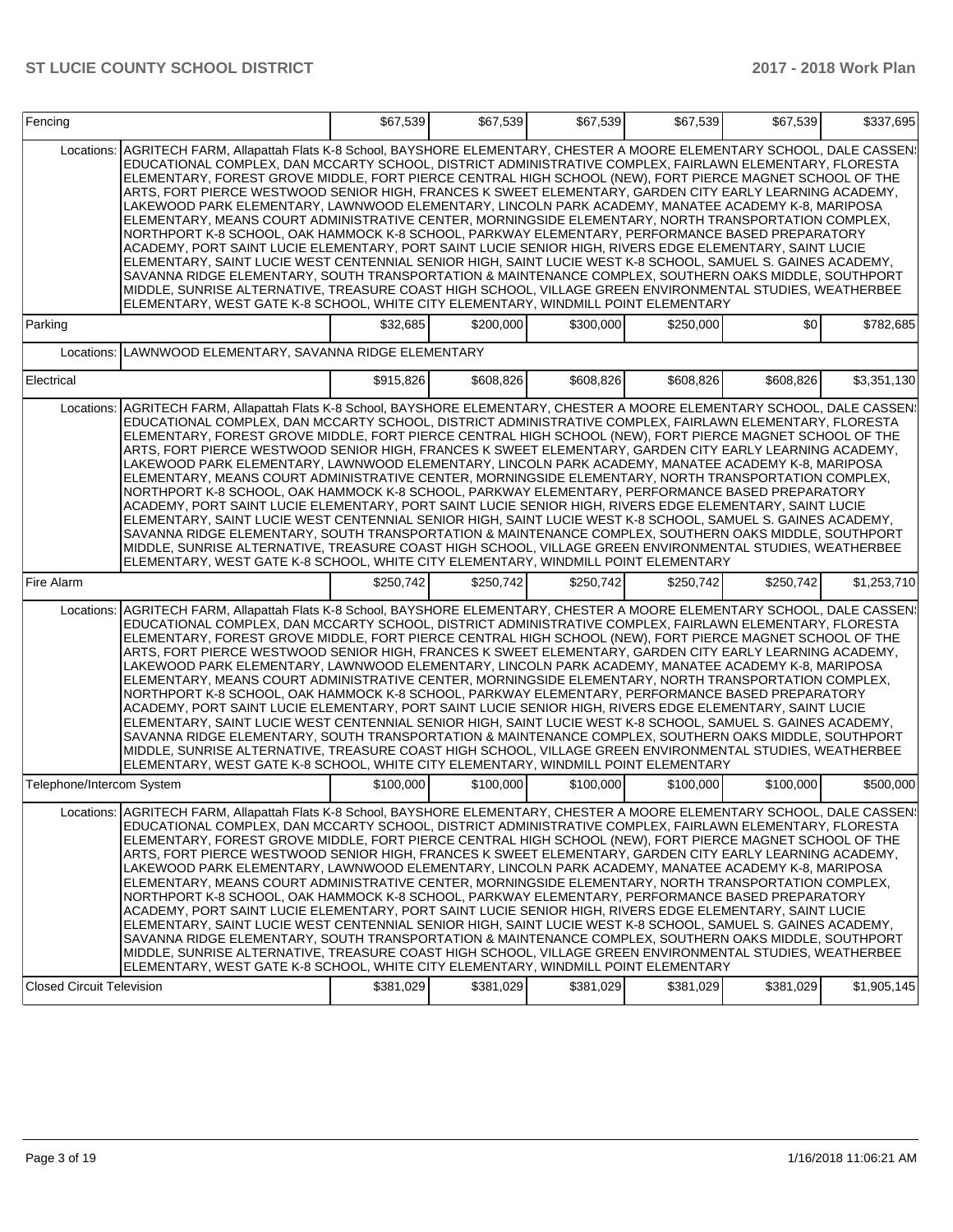| Item | | | | | | | |
|---|---|---|---|---|---|---|---|
| Fencing | | $67,539 | $67,539 | $67,539 | $67,539 | $67,539 | $337,695 |
| | Locations: | AGRITECH FARM, Allapattah Flats K-8 School, BAYSHORE ELEMENTARY, CHESTER A MOORE ELEMENTARY SCHOOL, DALE CASSENS EDUCATIONAL COMPLEX, DAN MCCARTY SCHOOL, DISTRICT ADMINISTRATIVE COMPLEX, FAIRLAWN ELEMENTARY, FLORESTA ELEMENTARY, FOREST GROVE MIDDLE, FORT PIERCE CENTRAL HIGH SCHOOL (NEW), FORT PIERCE MAGNET SCHOOL OF THE ARTS, FORT PIERCE WESTWOOD SENIOR HIGH, FRANCES K SWEET ELEMENTARY, GARDEN CITY EARLY LEARNING ACADEMY, LAKEWOOD PARK ELEMENTARY, LAWNWOOD ELEMENTARY, LINCOLN PARK ACADEMY, MANATEE ACADEMY K-8, MARIPOSA ELEMENTARY, MEANS COURT ADMINISTRATIVE CENTER, MORNINGSIDE ELEMENTARY, NORTH TRANSPORTATION COMPLEX, NORTHPORT K-8 SCHOOL, OAK HAMMOCK K-8 SCHOOL, PARKWAY ELEMENTARY, PERFORMANCE BASED PREPARATORY ACADEMY, PORT SAINT LUCIE ELEMENTARY, PORT SAINT LUCIE SENIOR HIGH, RIVERS EDGE ELEMENTARY, SAINT LUCIE ELEMENTARY, SAINT LUCIE WEST CENTENNIAL SENIOR HIGH, SAINT LUCIE WEST K-8 SCHOOL, SAMUEL S. GAINES ACADEMY, SAVANNA RIDGE ELEMENTARY, SOUTH TRANSPORTATION & MAINTENANCE COMPLEX, SOUTHERN OAKS MIDDLE, SOUTHPORT MIDDLE, SUNRISE ALTERNATIVE, TREASURE COAST HIGH SCHOOL, VILLAGE GREEN ENVIRONMENTAL STUDIES, WEATHERBEE ELEMENTARY, WEST GATE K-8 SCHOOL, WHITE CITY ELEMENTARY, WINDMILL POINT ELEMENTARY | | | | | |
| Parking | | $32,685 | $200,000 | $300,000 | $250,000 | $0 | $782,685 |
| | Locations: | LAWNWOOD ELEMENTARY, SAVANNA RIDGE ELEMENTARY | | | | | |
| Electrical | | $915,826 | $608,826 | $608,826 | $608,826 | $608,826 | $3,351,130 |
| | Locations: | AGRITECH FARM, Allapattah Flats K-8 School, BAYSHORE ELEMENTARY, CHESTER A MOORE ELEMENTARY SCHOOL, DALE CASSENS EDUCATIONAL COMPLEX, DAN MCCARTY SCHOOL, DISTRICT ADMINISTRATIVE COMPLEX, FAIRLAWN ELEMENTARY, FLORESTA ELEMENTARY, FOREST GROVE MIDDLE, FORT PIERCE CENTRAL HIGH SCHOOL (NEW), FORT PIERCE MAGNET SCHOOL OF THE ARTS, FORT PIERCE WESTWOOD SENIOR HIGH, FRANCES K SWEET ELEMENTARY, GARDEN CITY EARLY LEARNING ACADEMY, LAKEWOOD PARK ELEMENTARY, LAWNWOOD ELEMENTARY, LINCOLN PARK ACADEMY, MANATEE ACADEMY K-8, MARIPOSA ELEMENTARY, MEANS COURT ADMINISTRATIVE CENTER, MORNINGSIDE ELEMENTARY, NORTH TRANSPORTATION COMPLEX, NORTHPORT K-8 SCHOOL, OAK HAMMOCK K-8 SCHOOL, PARKWAY ELEMENTARY, PERFORMANCE BASED PREPARATORY ACADEMY, PORT SAINT LUCIE ELEMENTARY, PORT SAINT LUCIE SENIOR HIGH, RIVERS EDGE ELEMENTARY, SAINT LUCIE ELEMENTARY, SAINT LUCIE WEST CENTENNIAL SENIOR HIGH, SAINT LUCIE WEST K-8 SCHOOL, SAMUEL S. GAINES ACADEMY, SAVANNA RIDGE ELEMENTARY, SOUTH TRANSPORTATION & MAINTENANCE COMPLEX, SOUTHERN OAKS MIDDLE, SOUTHPORT MIDDLE, SUNRISE ALTERNATIVE, TREASURE COAST HIGH SCHOOL, VILLAGE GREEN ENVIRONMENTAL STUDIES, WEATHERBEE ELEMENTARY, WEST GATE K-8 SCHOOL, WHITE CITY ELEMENTARY, WINDMILL POINT ELEMENTARY | | | | | |
| Fire Alarm | | $250,742 | $250,742 | $250,742 | $250,742 | $250,742 | $1,253,710 |
| | Locations: | AGRITECH FARM, Allapattah Flats K-8 School, BAYSHORE ELEMENTARY, CHESTER A MOORE ELEMENTARY SCHOOL, DALE CASSENS EDUCATIONAL COMPLEX, DAN MCCARTY SCHOOL, DISTRICT ADMINISTRATIVE COMPLEX, FAIRLAWN ELEMENTARY, FLORESTA ELEMENTARY, FOREST GROVE MIDDLE, FORT PIERCE CENTRAL HIGH SCHOOL (NEW), FORT PIERCE MAGNET SCHOOL OF THE ARTS, FORT PIERCE WESTWOOD SENIOR HIGH, FRANCES K SWEET ELEMENTARY, GARDEN CITY EARLY LEARNING ACADEMY, LAKEWOOD PARK ELEMENTARY, LAWNWOOD ELEMENTARY, LINCOLN PARK ACADEMY, MANATEE ACADEMY K-8, MARIPOSA ELEMENTARY, MEANS COURT ADMINISTRATIVE CENTER, MORNINGSIDE ELEMENTARY, NORTH TRANSPORTATION COMPLEX, NORTHPORT K-8 SCHOOL, OAK HAMMOCK K-8 SCHOOL, PARKWAY ELEMENTARY, PERFORMANCE BASED PREPARATORY ACADEMY, PORT SAINT LUCIE ELEMENTARY, PORT SAINT LUCIE SENIOR HIGH, RIVERS EDGE ELEMENTARY, SAINT LUCIE ELEMENTARY, SAINT LUCIE WEST CENTENNIAL SENIOR HIGH, SAINT LUCIE WEST K-8 SCHOOL, SAMUEL S. GAINES ACADEMY, SAVANNA RIDGE ELEMENTARY, SOUTH TRANSPORTATION & MAINTENANCE COMPLEX, SOUTHERN OAKS MIDDLE, SOUTHPORT MIDDLE, SUNRISE ALTERNATIVE, TREASURE COAST HIGH SCHOOL, VILLAGE GREEN ENVIRONMENTAL STUDIES, WEATHERBEE ELEMENTARY, WEST GATE K-8 SCHOOL, WHITE CITY ELEMENTARY, WINDMILL POINT ELEMENTARY | | | | | |
| Telephone/Intercom System | | $100,000 | $100,000 | $100,000 | $100,000 | $100,000 | $500,000 |
| | Locations: | AGRITECH FARM, Allapattah Flats K-8 School, BAYSHORE ELEMENTARY, CHESTER A MOORE ELEMENTARY SCHOOL, DALE CASSENS EDUCATIONAL COMPLEX, DAN MCCARTY SCHOOL, DISTRICT ADMINISTRATIVE COMPLEX, FAIRLAWN ELEMENTARY, FLORESTA ELEMENTARY, FOREST GROVE MIDDLE, FORT PIERCE CENTRAL HIGH SCHOOL (NEW), FORT PIERCE MAGNET SCHOOL OF THE ARTS, FORT PIERCE WESTWOOD SENIOR HIGH, FRANCES K SWEET ELEMENTARY, GARDEN CITY EARLY LEARNING ACADEMY, LAKEWOOD PARK ELEMENTARY, LAWNWOOD ELEMENTARY, LINCOLN PARK ACADEMY, MANATEE ACADEMY K-8, MARIPOSA ELEMENTARY, MEANS COURT ADMINISTRATIVE CENTER, MORNINGSIDE ELEMENTARY, NORTH TRANSPORTATION COMPLEX, NORTHPORT K-8 SCHOOL, OAK HAMMOCK K-8 SCHOOL, PARKWAY ELEMENTARY, PERFORMANCE BASED PREPARATORY ACADEMY, PORT SAINT LUCIE ELEMENTARY, PORT SAINT LUCIE SENIOR HIGH, RIVERS EDGE ELEMENTARY, SAINT LUCIE ELEMENTARY, SAINT LUCIE WEST CENTENNIAL SENIOR HIGH, SAINT LUCIE WEST K-8 SCHOOL, SAMUEL S. GAINES ACADEMY, SAVANNA RIDGE ELEMENTARY, SOUTH TRANSPORTATION & MAINTENANCE COMPLEX, SOUTHERN OAKS MIDDLE, SOUTHPORT MIDDLE, SUNRISE ALTERNATIVE, TREASURE COAST HIGH SCHOOL, VILLAGE GREEN ENVIRONMENTAL STUDIES, WEATHERBEE ELEMENTARY, WEST GATE K-8 SCHOOL, WHITE CITY ELEMENTARY, WINDMILL POINT ELEMENTARY | | | | | |
| Closed Circuit Television | | $381,029 | $381,029 | $381,029 | $381,029 | $381,029 | $1,905,145 |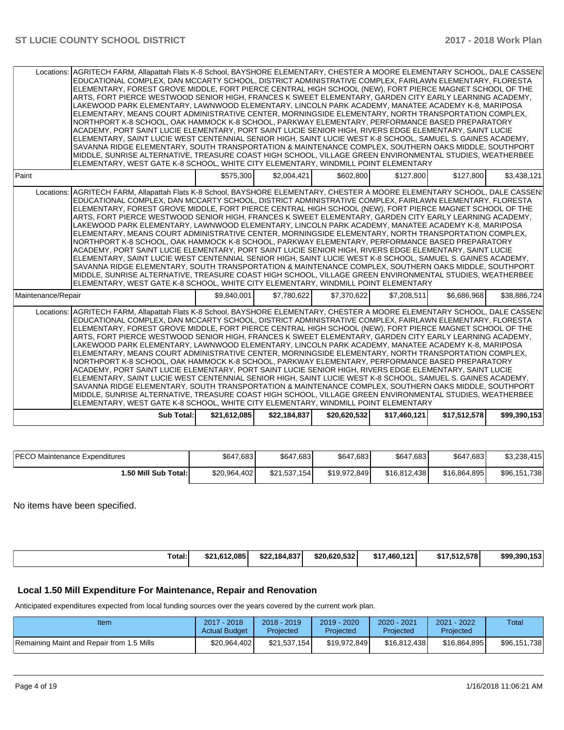| | | | | | | |
|---|---|---|---|---|---|---|
| Locations: | AGRITECH FARM, Allapattah Flats K-8 School, BAYSHORE ELEMENTARY, CHESTER A MOORE ELEMENTARY SCHOOL, DALE CASSENS EDUCATIONAL COMPLEX, DAN MCCARTY SCHOOL, DISTRICT ADMINISTRATIVE COMPLEX, FAIRLAWN ELEMENTARY, FLORESTA ELEMENTARY, FOREST GROVE MIDDLE, FORT PIERCE CENTRAL HIGH SCHOOL (NEW), FORT PIERCE MAGNET SCHOOL OF THE ARTS, FORT PIERCE WESTWOOD SENIOR HIGH, FRANCES K SWEET ELEMENTARY, GARDEN CITY EARLY LEARNING ACADEMY, LAKEWOOD PARK ELEMENTARY, LAWNWOOD ELEMENTARY, LINCOLN PARK ACADEMY, MANATEE ACADEMY K-8, MARIPOSA ELEMENTARY, MEANS COURT ADMINISTRATIVE CENTER, MORNINGSIDE ELEMENTARY, NORTH TRANSPORTATION COMPLEX, NORTHPORT K-8 SCHOOL, OAK HAMMOCK K-8 SCHOOL, PARKWAY ELEMENTARY, PERFORMANCE BASED PREPARATORY ACADEMY, PORT SAINT LUCIE ELEMENTARY, PORT SAINT LUCIE SENIOR HIGH, RIVERS EDGE ELEMENTARY, SAINT LUCIE ELEMENTARY, SAINT LUCIE WEST CENTENNIAL SENIOR HIGH, SAINT LUCIE WEST K-8 SCHOOL, SAMUEL S. GAINES ACADEMY, SAVANNA RIDGE ELEMENTARY, SOUTH TRANSPORTATION & MAINTENANCE COMPLEX, SOUTHERN OAKS MIDDLE, SOUTHPORT MIDDLE, SUNRISE ALTERNATIVE, TREASURE COAST HIGH SCHOOL, VILLAGE GREEN ENVIRONMENTAL STUDIES, WEATHERBEE ELEMENTARY, WEST GATE K-8 SCHOOL, WHITE CITY ELEMENTARY, WINDMILL POINT ELEMENTARY | | | | | |
| Paint | | $575,300 | $2,004,421 | $602,800 | $127,800 | $127,800 | $3,438,121 |
| Locations: | AGRITECH FARM, Allapattah Flats K-8 School, BAYSHORE ELEMENTARY, CHESTER A MOORE ELEMENTARY SCHOOL, DALE CASSENS EDUCATIONAL COMPLEX, DAN MCCARTY SCHOOL, DISTRICT ADMINISTRATIVE COMPLEX, FAIRLAWN ELEMENTARY, FLORESTA ELEMENTARY, FOREST GROVE MIDDLE, FORT PIERCE CENTRAL HIGH SCHOOL (NEW), FORT PIERCE MAGNET SCHOOL OF THE ARTS, FORT PIERCE WESTWOOD SENIOR HIGH, FRANCES K SWEET ELEMENTARY, GARDEN CITY EARLY LEARNING ACADEMY, LAKEWOOD PARK ELEMENTARY, LAWNWOOD ELEMENTARY, LINCOLN PARK ACADEMY, MANATEE ACADEMY K-8, MARIPOSA ELEMENTARY, MEANS COURT ADMINISTRATIVE CENTER, MORNINGSIDE ELEMENTARY, NORTH TRANSPORTATION COMPLEX, NORTHPORT K-8 SCHOOL, OAK HAMMOCK K-8 SCHOOL, PARKWAY ELEMENTARY, PERFORMANCE BASED PREPARATORY ACADEMY, PORT SAINT LUCIE ELEMENTARY, PORT SAINT LUCIE SENIOR HIGH, RIVERS EDGE ELEMENTARY, SAINT LUCIE ELEMENTARY, SAINT LUCIE WEST CENTENNIAL SENIOR HIGH, SAINT LUCIE WEST K-8 SCHOOL, SAMUEL S. GAINES ACADEMY, SAVANNA RIDGE ELEMENTARY, SOUTH TRANSPORTATION & MAINTENANCE COMPLEX, SOUTHERN OAKS MIDDLE, SOUTHPORT MIDDLE, SUNRISE ALTERNATIVE, TREASURE COAST HIGH SCHOOL, VILLAGE GREEN ENVIRONMENTAL STUDIES, WEATHERBEE ELEMENTARY, WEST GATE K-8 SCHOOL, WHITE CITY ELEMENTARY, WINDMILL POINT ELEMENTARY | | | | | |
| Maintenance/Repair | | $9,840,001 | $7,780,622 | $7,370,622 | $7,208,511 | $6,686,968 | $38,886,724 |
| Locations: | AGRITECH FARM, Allapattah Flats K-8 School, BAYSHORE ELEMENTARY, CHESTER A MOORE ELEMENTARY SCHOOL, DALE CASSENS EDUCATIONAL COMPLEX, DAN MCCARTY SCHOOL, DISTRICT ADMINISTRATIVE COMPLEX, FAIRLAWN ELEMENTARY, FLORESTA ELEMENTARY, FOREST GROVE MIDDLE, FORT PIERCE CENTRAL HIGH SCHOOL (NEW), FORT PIERCE MAGNET SCHOOL OF THE ARTS, FORT PIERCE WESTWOOD SENIOR HIGH, FRANCES K SWEET ELEMENTARY, GARDEN CITY EARLY LEARNING ACADEMY, LAKEWOOD PARK ELEMENTARY, LAWNWOOD ELEMENTARY, LINCOLN PARK ACADEMY, MANATEE ACADEMY K-8, MARIPOSA ELEMENTARY, MEANS COURT ADMINISTRATIVE CENTER, MORNINGSIDE ELEMENTARY, NORTH TRANSPORTATION COMPLEX, NORTHPORT K-8 SCHOOL, OAK HAMMOCK K-8 SCHOOL, PARKWAY ELEMENTARY, PERFORMANCE BASED PREPARATORY ACADEMY, PORT SAINT LUCIE ELEMENTARY, PORT SAINT LUCIE SENIOR HIGH, RIVERS EDGE ELEMENTARY, SAINT LUCIE ELEMENTARY, SAINT LUCIE WEST CENTENNIAL SENIOR HIGH, SAINT LUCIE WEST K-8 SCHOOL, SAMUEL S. GAINES ACADEMY, SAVANNA RIDGE ELEMENTARY, SOUTH TRANSPORTATION & MAINTENANCE COMPLEX, SOUTHERN OAKS MIDDLE, SOUTHPORT MIDDLE, SUNRISE ALTERNATIVE, TREASURE COAST HIGH SCHOOL, VILLAGE GREEN ENVIRONMENTAL STUDIES, WEATHERBEE ELEMENTARY, WEST GATE K-8 SCHOOL, WHITE CITY ELEMENTARY, WINDMILL POINT ELEMENTARY | | | | | |
| | **Sub Total:** | **$21,612,085** | **$22,184,837** | **$20,620,532** | **$17,460,121** | **$17,512,578** | **$99,390,153** |

| | | | | | | |
|---|---|---|---|---|---|---|
| PECO Maintenance Expenditures | $647,683 | $647,683 | $647,683 | $647,683 | $647,683 | $3,238,415 |
| **1.50 Mill Sub Total:** | $20,964,402 | $21,537,154 | $19,972,849 | $16,812,438 | $16,864,895 | $96,151,738 |

No items have been specified.

| | | | | | | |
|---|---|---|---|---|---|---|
| **Total:** | **$21,612,085** | **$22,184,837** | **$20,620,532** | **$17,460,121** | **$17,512,578** | **$99,390,153** |

## Local 1.50 Mill Expenditure For Maintenance, Repair and Renovation

Anticipated expenditures expected from local funding sources over the years covered by the current work plan.

| Item | 2017 - 2018 Actual Budget | 2018 - 2019 Projected | 2019 - 2020 Projected | 2020 - 2021 Projected | 2021 - 2022 Projected | Total |
|---|---|---|---|---|---|---|
| Remaining Maint and Repair from 1.5 Mills | $20,964,402 | $21,537,154 | $19,972,849 | $16,812,438 | $16,864,895 | $96,151,738 |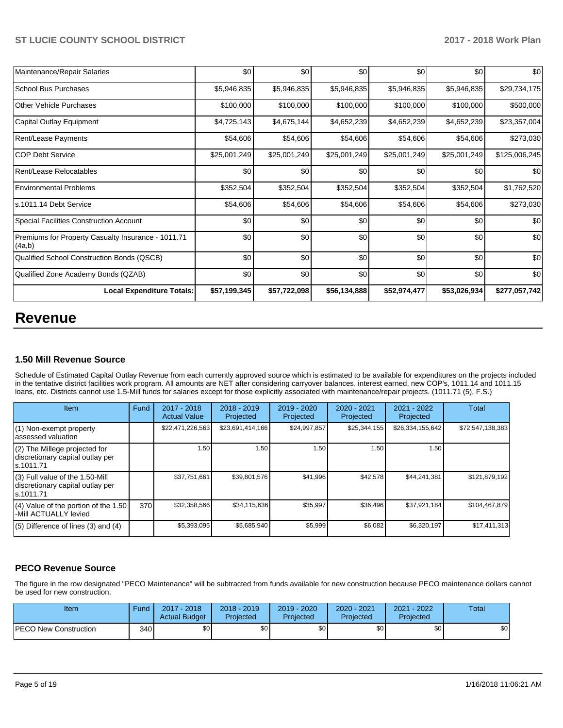| Maintenance/Repair Salaries | $0 | $0 | $0 | $0 | $0 | $0 |
|---|---|---|---|---|---|---|
| School Bus Purchases | $5,946,835 | $5,946,835 | $5,946,835 | $5,946,835 | $5,946,835 | $29,734,175 |
| Other Vehicle Purchases | $100,000 | $100,000 | $100,000 | $100,000 | $100,000 | $500,000 |
| Capital Outlay Equipment | $4,725,143 | $4,675,144 | $4,652,239 | $4,652,239 | $4,652,239 | $23,357,004 |
| Rent/Lease Payments | $54,606 | $54,606 | $54,606 | $54,606 | $54,606 | $273,030 |
| COP Debt Service | $25,001,249 | $25,001,249 | $25,001,249 | $25,001,249 | $25,001,249 | $125,006,245 |
| Rent/Lease Relocatables | $0 | $0 | $0 | $0 | $0 | $0 |
| Environmental Problems | $352,504 | $352,504 | $352,504 | $352,504 | $352,504 | $1,762,520 |
| s.1011.14 Debt Service | $54,606 | $54,606 | $54,606 | $54,606 | $54,606 | $273,030 |
| Special Facilities Construction Account | $0 | $0 | $0 | $0 | $0 | $0 |
| Premiums for Property Casualty Insurance - 1011.71 (4a,b) | $0 | $0 | $0 | $0 | $0 | $0 |
| Qualified School Construction Bonds (QSCB) | $0 | $0 | $0 | $0 | $0 | $0 |
| Qualified Zone Academy Bonds (QZAB) | $0 | $0 | $0 | $0 | $0 | $0 |
| **Local Expenditure Totals:** | **$57,199,345** | **$57,722,098** | **$56,134,888** | **$52,974,477** | **$53,026,934** | **$277,057,742** |

# Revenue

### 1.50 Mill Revenue Source

Schedule of Estimated Capital Outlay Revenue from each currently approved source which is estimated to be available for expenditures on the projects included in the tentative district facilities work program. All amounts are NET after considering carryover balances, interest earned, new COP's, 1011.14 and 1011.15 loans, etc. Districts cannot use 1.5-Mill funds for salaries except for those explicitly associated with maintenance/repair projects. (1011.71 (5), F.S.)

| Item | Fund | 2017 - 2018 Actual Value | 2018 - 2019 Projected | 2019 - 2020 Projected | 2020 - 2021 Projected | 2021 - 2022 Projected | Total |
|---|---|---|---|---|---|---|---|
| (1) Non-exempt property assessed valuation | | $22,471,226,563 | $23,691,414,166 | $24,997,857 | $25,344,155 | $26,334,155,642 | $72,547,138,383 |
| (2) The Millege projected for discretionary capital outlay per s.1011.71 | | 1.50 | 1.50 | 1.50 | 1.50 | 1.50 | |
| (3) Full value of the 1.50-Mill discretionary capital outlay per s.1011.71 | | $37,751,661 | $39,801,576 | $41,996 | $42,578 | $44,241,381 | $121,879,192 |
| (4) Value of the portion of the 1.50 -Mill ACTUALLY levied | 370 | $32,358,566 | $34,115,636 | $35,997 | $36,496 | $37,921,184 | $104,467,879 |
| (5) Difference of lines (3) and (4) | | $5,393,095 | $5,685,940 | $5,999 | $6,082 | $6,320,197 | $17,411,313 |

### PECO Revenue Source

The figure in the row designated "PECO Maintenance" will be subtracted from funds available for new construction because PECO maintenance dollars cannot be used for new construction.

| Item | Fund | 2017 - 2018 Actual Budget | 2018 - 2019 Projected | 2019 - 2020 Projected | 2020 - 2021 Projected | 2021 - 2022 Projected | Total |
|---|---|---|---|---|---|---|---|
| PECO New Construction | 340 | $0 | $0 | $0 | $0 | $0 | $0 |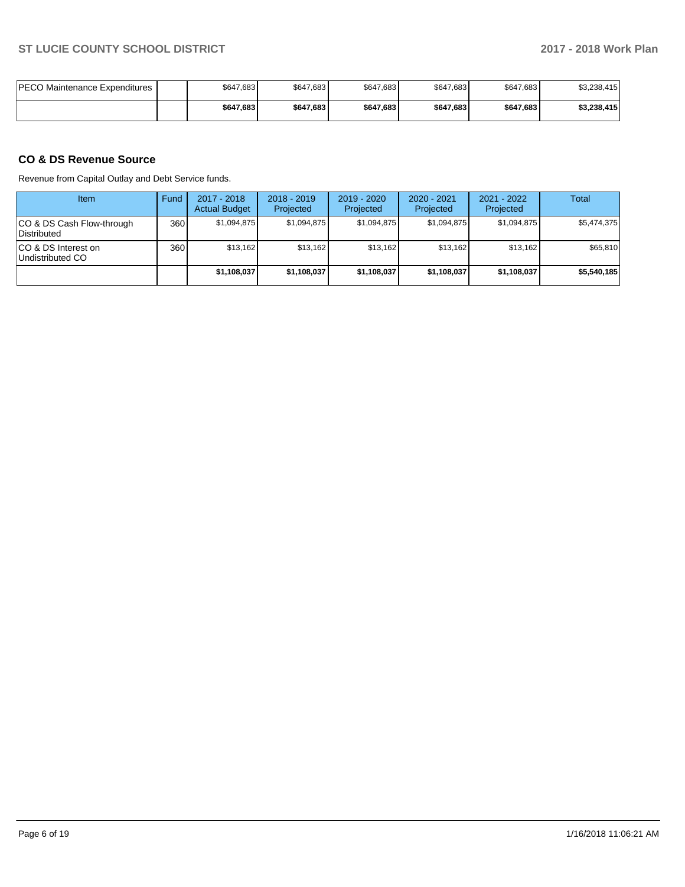| PECO Maintenance Expenditures | | $647,683 | $647,683 | $647,683 | $647,683 | $647,683 | $3,238,415 |
|---|---|---|---|---|---|---|---|
| | | **$647,683** | **$647,683** | **$647,683** | **$647,683** | **$647,683** | **$3,238,415** |

## CO & DS Revenue Source

Revenue from Capital Outlay and Debt Service funds.

| Item | Fund | 2017 - 2018 Actual Budget | 2018 - 2019 Projected | 2019 - 2020 Projected | 2020 - 2021 Projected | 2021 - 2022 Projected | Total |
|---|---|---|---|---|---|---|---|
| CO & DS Cash Flow-through Distributed | 360 | $1,094,875 | $1,094,875 | $1,094,875 | $1,094,875 | $1,094,875 | $5,474,375 |
| CO & DS Interest on Undistributed CO | 360 | $13,162 | $13,162 | $13,162 | $13,162 | $13,162 | $65,810 |
| | | **$1,108,037** | **$1,108,037** | **$1,108,037** | **$1,108,037** | **$1,108,037** | **$5,540,185** |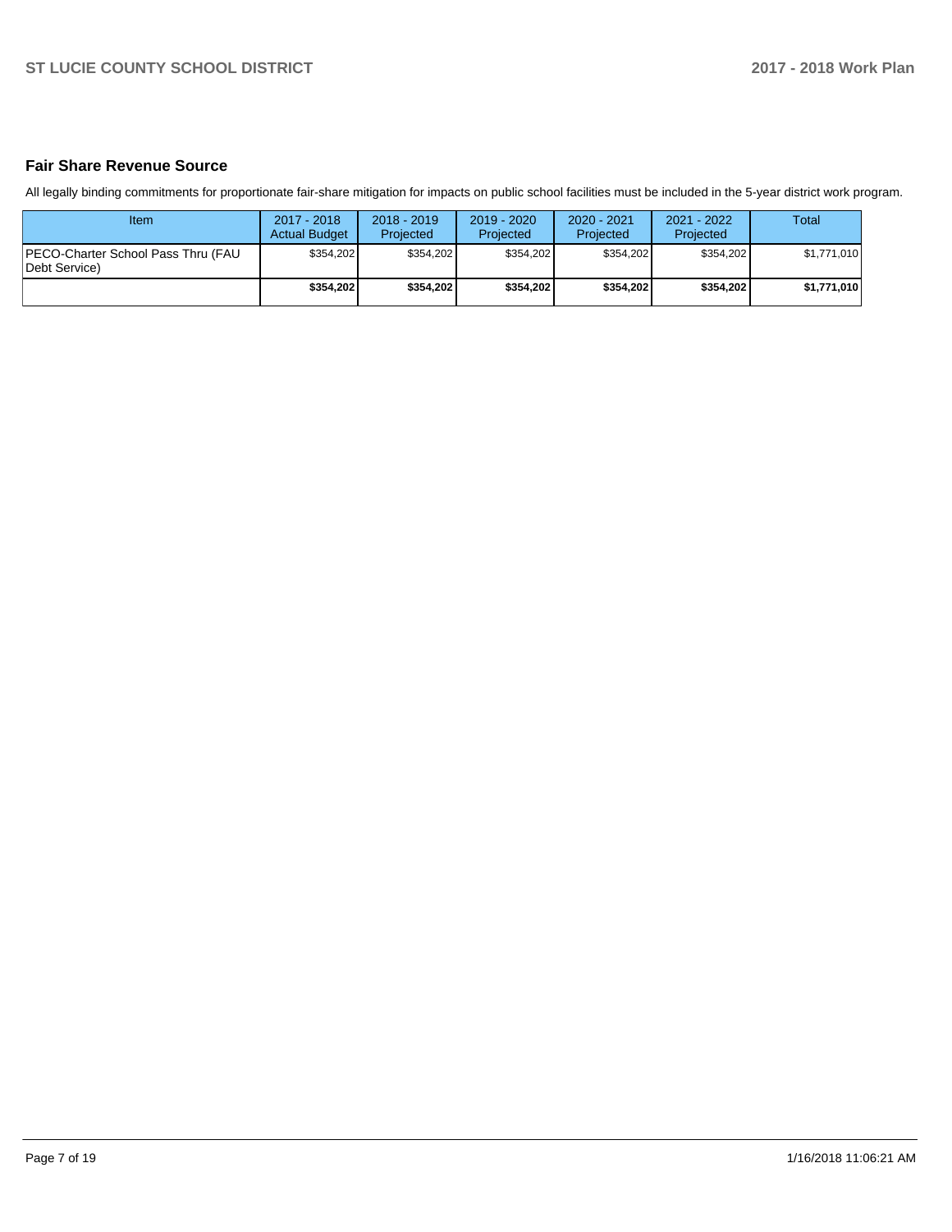## Fair Share Revenue Source

All legally binding commitments for proportionate fair-share mitigation for impacts on public school facilities must be included in the 5-year district work program.

| Item | 2017 - 2018 Actual Budget | 2018 - 2019 Projected | 2019 - 2020 Projected | 2020 - 2021 Projected | 2021 - 2022 Projected | Total |
|---|---|---|---|---|---|---|
| PECO-Charter School Pass Thru (FAU Debt Service) | $354,202 | $354,202 | $354,202 | $354,202 | $354,202 | $1,771,010 |
| | **$354,202** | **$354,202** | **$354,202** | **$354,202** | **$354,202** | **$1,771,010** |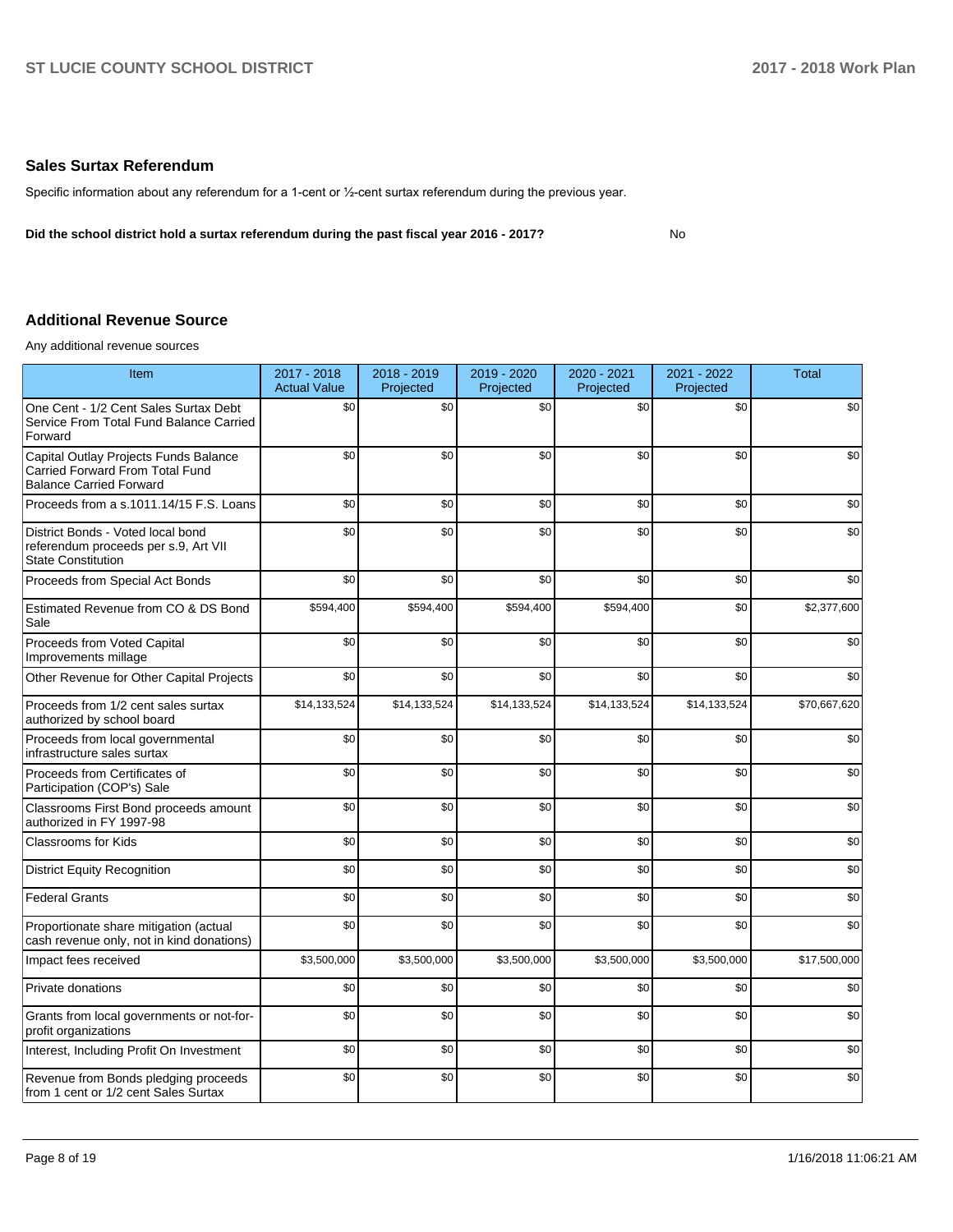## Sales Surtax Referendum

Specific information about any referendum for a 1-cent or ½-cent surtax referendum during the previous year.

**Did the school district hold a surtax referendum during the past fiscal year 2016 - 2017?** No

## Additional Revenue Source

Any additional revenue sources

| Item | 2017 - 2018 Actual Value | 2018 - 2019 Projected | 2019 - 2020 Projected | 2020 - 2021 Projected | 2021 - 2022 Projected | Total |
|---|---|---|---|---|---|---|
| One Cent - 1/2 Cent Sales Surtax Debt Service From Total Fund Balance Carried Forward | $0 | $0 | $0 | $0 | $0 | $0 |
| Capital Outlay Projects Funds Balance Carried Forward From Total Fund Balance Carried Forward | $0 | $0 | $0 | $0 | $0 | $0 |
| Proceeds from a s.1011.14/15 F.S. Loans | $0 | $0 | $0 | $0 | $0 | $0 |
| District Bonds - Voted local bond referendum proceeds per s.9, Art VII State Constitution | $0 | $0 | $0 | $0 | $0 | $0 |
| Proceeds from Special Act Bonds | $0 | $0 | $0 | $0 | $0 | $0 |
| Estimated Revenue from CO & DS Bond Sale | $594,400 | $594,400 | $594,400 | $594,400 | $0 | $2,377,600 |
| Proceeds from Voted Capital Improvements millage | $0 | $0 | $0 | $0 | $0 | $0 |
| Other Revenue for Other Capital Projects | $0 | $0 | $0 | $0 | $0 | $0 |
| Proceeds from 1/2 cent sales surtax authorized by school board | $14,133,524 | $14,133,524 | $14,133,524 | $14,133,524 | $14,133,524 | $70,667,620 |
| Proceeds from local governmental infrastructure sales surtax | $0 | $0 | $0 | $0 | $0 | $0 |
| Proceeds from Certificates of Participation (COP's) Sale | $0 | $0 | $0 | $0 | $0 | $0 |
| Classrooms First Bond proceeds amount authorized in FY 1997-98 | $0 | $0 | $0 | $0 | $0 | $0 |
| Classrooms for Kids | $0 | $0 | $0 | $0 | $0 | $0 |
| District Equity Recognition | $0 | $0 | $0 | $0 | $0 | $0 |
| Federal Grants | $0 | $0 | $0 | $0 | $0 | $0 |
| Proportionate share mitigation (actual cash revenue only, not in kind donations) | $0 | $0 | $0 | $0 | $0 | $0 |
| Impact fees received | $3,500,000 | $3,500,000 | $3,500,000 | $3,500,000 | $3,500,000 | $17,500,000 |
| Private donations | $0 | $0 | $0 | $0 | $0 | $0 |
| Grants from local governments or not-for-profit organizations | $0 | $0 | $0 | $0 | $0 | $0 |
| Interest, Including Profit On Investment | $0 | $0 | $0 | $0 | $0 | $0 |
| Revenue from Bonds pledging proceeds from 1 cent or 1/2 cent Sales Surtax | $0 | $0 | $0 | $0 | $0 | $0 |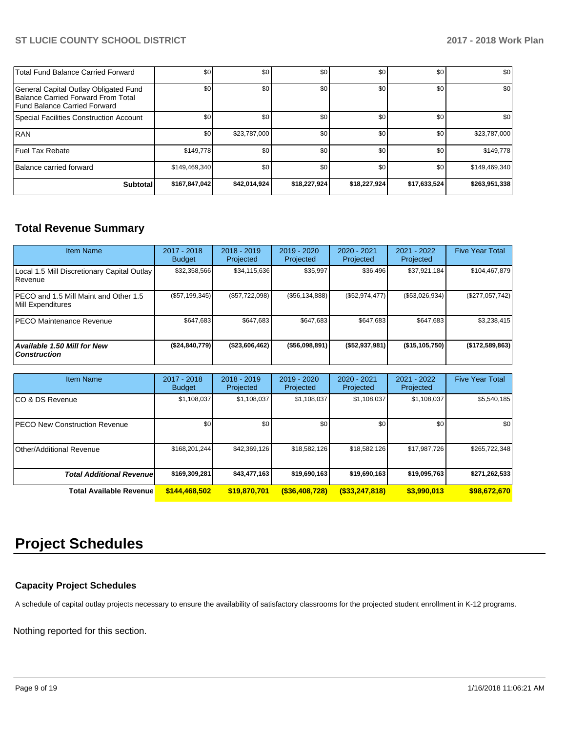| | | | | | | |
|---|---|---|---|---|---|---|
| Total Fund Balance Carried Forward | $0 | $0 | $0 | $0 | $0 | $0 |
| General Capital Outlay Obligated Fund Balance Carried Forward From Total Fund Balance Carried Forward | $0 | $0 | $0 | $0 | $0 | $0 |
| Special Facilities Construction Account | $0 | $0 | $0 | $0 | $0 | $0 |
| RAN | $0 | $23,787,000 | $0 | $0 | $0 | $23,787,000 |
| Fuel Tax Rebate | $149,778 | $0 | $0 | $0 | $0 | $149,778 |
| Balance carried forward | $149,469,340 | $0 | $0 | $0 | $0 | $149,469,340 |
| **Subtotal** | **$167,847,042** | **$42,014,924** | **$18,227,924** | **$18,227,924** | **$17,633,524** | **$263,951,338** |

## Total Revenue Summary

| Item Name | 2017 - 2018 Budget | 2018 - 2019 Projected | 2019 - 2020 Projected | 2020 - 2021 Projected | 2021 - 2022 Projected | Five Year Total |
|---|---|---|---|---|---|---|
| Local 1.5 Mill Discretionary Capital Outlay Revenue | $32,358,566 | $34,115,636 | $35,997 | $36,496 | $37,921,184 | $104,467,879 |
| PECO and 1.5 Mill Maint and Other 1.5 Mill Expenditures | ($57,199,345) | ($57,722,098) | ($56,134,888) | ($52,974,477) | ($53,026,934) | ($277,057,742) |
| PECO Maintenance Revenue | $647,683 | $647,683 | $647,683 | $647,683 | $647,683 | $3,238,415 |
| ***Available 1.50 Mill for New Construction*** | **($24,840,779)** | **($23,606,462)** | **($56,098,891)** | **($52,937,981)** | **($15,105,750)** | **($172,589,863)** |

| Item Name | 2017 - 2018 Budget | 2018 - 2019 Projected | 2019 - 2020 Projected | 2020 - 2021 Projected | 2021 - 2022 Projected | Five Year Total |
|---|---|---|---|---|---|---|
| CO & DS Revenue | $1,108,037 | $1,108,037 | $1,108,037 | $1,108,037 | $1,108,037 | $5,540,185 |
| PECO New Construction Revenue | $0 | $0 | $0 | $0 | $0 | $0 |
| Other/Additional Revenue | $168,201,244 | $42,369,126 | $18,582,126 | $18,582,126 | $17,987,726 | $265,722,348 |
| ***Total Additional Revenue*** | **$169,309,281** | **$43,477,163** | **$19,690,163** | **$19,690,163** | **$19,095,763** | **$271,262,533** |
| **Total Available Revenue** | **$144,468,502** | **$19,870,701** | **($36,408,728)** | **($33,247,818)** | **$3,990,013** | **$98,672,670** |

# Project Schedules

### Capacity Project Schedules

A schedule of capital outlay projects necessary to ensure the availability of satisfactory classrooms for the projected student enrollment in K-12 programs.

Nothing reported for this section.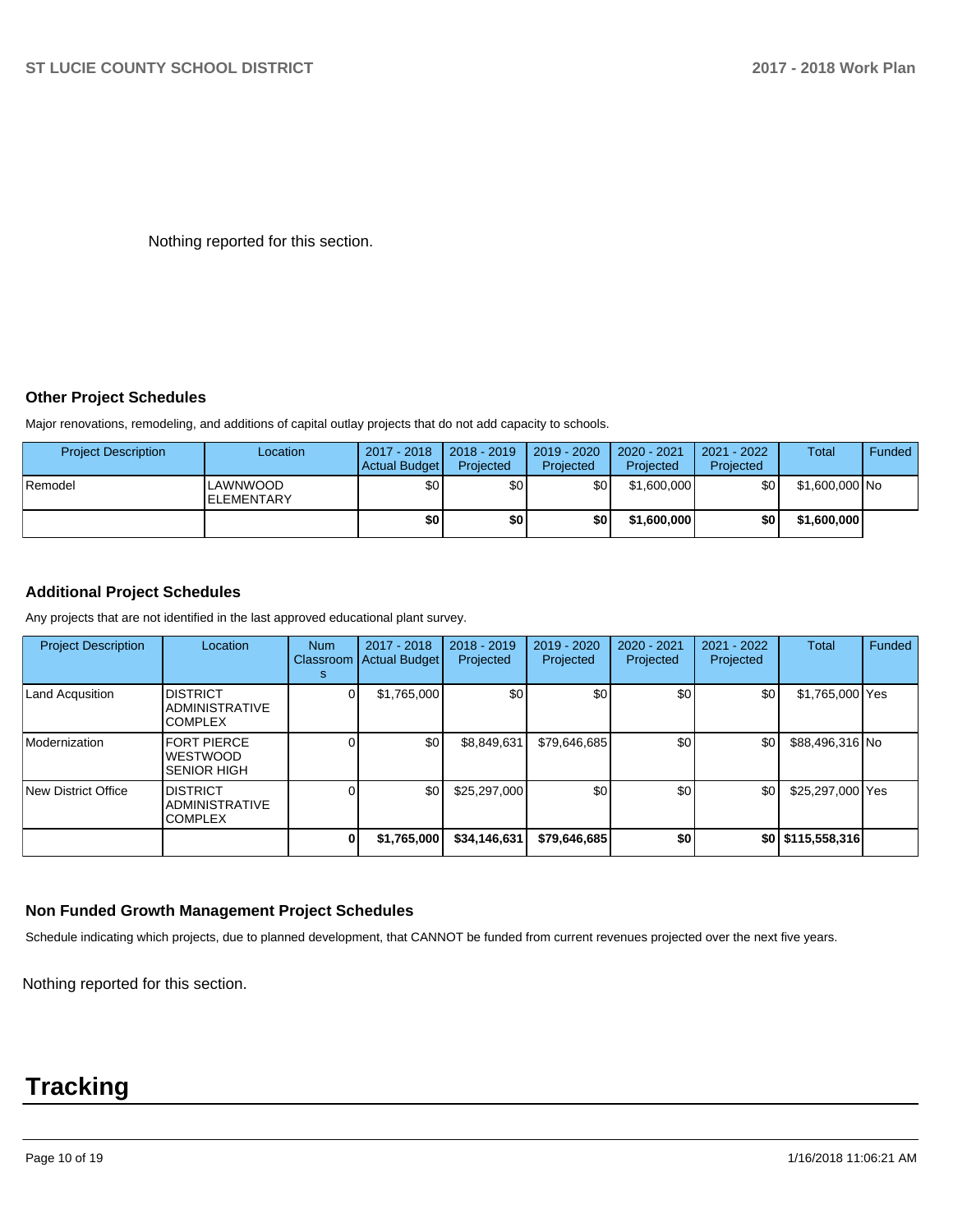Nothing reported for this section.

### Other Project Schedules

Major renovations, remodeling, and additions of capital outlay projects that do not add capacity to schools.

| Project Description | Location | 2017 - 2018 Actual Budget | 2018 - 2019 Projected | 2019 - 2020 Projected | 2020 - 2021 Projected | 2021 - 2022 Projected | Total | Funded |
|---|---|---|---|---|---|---|---|---|
| Remodel | LAWNWOOD ELEMENTARY | $0 | $0 | $0 | $1,600,000 | $0 | $1,600,000 | No |
| | | **$0** | **$0** | **$0** | **$1,600,000** | **$0** | **$1,600,000** | |

### Additional Project Schedules

Any projects that are not identified in the last approved educational plant survey.

| Project Description | Location | Num Classrooms | 2017 - 2018 Actual Budget | 2018 - 2019 Projected | 2019 - 2020 Projected | 2020 - 2021 Projected | 2021 - 2022 Projected | Total | Funded |
|---|---|---|---|---|---|---|---|---|---|
| Land Acqusition | DISTRICT ADMINISTRATIVE COMPLEX | 0 | $1,765,000 | $0 | $0 | $0 | $0 | $1,765,000 | Yes |
| Modernization | FORT PIERCE WESTWOOD SENIOR HIGH | 0 | $0 | $8,849,631 | $79,646,685 | $0 | $0 | $88,496,316 | No |
| New District Office | DISTRICT ADMINISTRATIVE COMPLEX | 0 | $0 | $25,297,000 | $0 | $0 | $0 | $25,297,000 | Yes |
| | | **0** | **$1,765,000** | **$34,146,631** | **$79,646,685** | **$0** | **$0** | **$115,558,316** | |

### Non Funded Growth Management Project Schedules

Schedule indicating which projects, due to planned development, that CANNOT be funded from current revenues projected over the next five years.

Nothing reported for this section.

# Tracking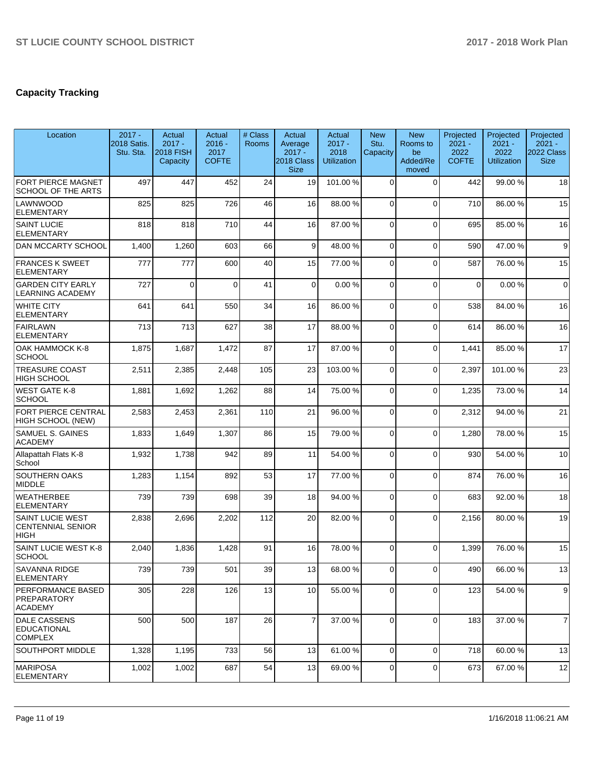## Capacity Tracking

| Location | 2017 - 2018 Satis. Stu. Sta. | Actual 2017 - 2018 FISH Capacity | Actual 2016 - 2017 COFTE | # Class Rooms | Actual Average 2017 - 2018 Class Size | Actual 2017 - 2018 Utilization | New Stu. Capacity | New Rooms to be Added/Removed | Projected 2021 - 2022 COFTE | Projected 2021 - 2022 Utilization | Projected 2021 - 2022 Class Size |
|---|---|---|---|---|---|---|---|---|---|---|---|
| FORT PIERCE MAGNET SCHOOL OF THE ARTS | 497 | 447 | 452 | 24 | 19 | 101.00 % | 0 | 0 | 442 | 99.00 % | 18 |
| LAWNWOOD ELEMENTARY | 825 | 825 | 726 | 46 | 16 | 88.00 % | 0 | 0 | 710 | 86.00 % | 15 |
| SAINT LUCIE ELEMENTARY | 818 | 818 | 710 | 44 | 16 | 87.00 % | 0 | 0 | 695 | 85.00 % | 16 |
| DAN MCCARTY SCHOOL | 1,400 | 1,260 | 603 | 66 | 9 | 48.00 % | 0 | 0 | 590 | 47.00 % | 9 |
| FRANCES K SWEET ELEMENTARY | 777 | 777 | 600 | 40 | 15 | 77.00 % | 0 | 0 | 587 | 76.00 % | 15 |
| GARDEN CITY EARLY LEARNING ACADEMY | 727 | 0 | 0 | 41 | 0 | 0.00 % | 0 | 0 | 0 | 0.00 % | 0 |
| WHITE CITY ELEMENTARY | 641 | 641 | 550 | 34 | 16 | 86.00 % | 0 | 0 | 538 | 84.00 % | 16 |
| FAIRLAWN ELEMENTARY | 713 | 713 | 627 | 38 | 17 | 88.00 % | 0 | 0 | 614 | 86.00 % | 16 |
| OAK HAMMOCK K-8 SCHOOL | 1,875 | 1,687 | 1,472 | 87 | 17 | 87.00 % | 0 | 0 | 1,441 | 85.00 % | 17 |
| TREASURE COAST HIGH SCHOOL | 2,511 | 2,385 | 2,448 | 105 | 23 | 103.00 % | 0 | 0 | 2,397 | 101.00 % | 23 |
| WEST GATE K-8 SCHOOL | 1,881 | 1,692 | 1,262 | 88 | 14 | 75.00 % | 0 | 0 | 1,235 | 73.00 % | 14 |
| FORT PIERCE CENTRAL HIGH SCHOOL (NEW) | 2,583 | 2,453 | 2,361 | 110 | 21 | 96.00 % | 0 | 0 | 2,312 | 94.00 % | 21 |
| SAMUEL S. GAINES ACADEMY | 1,833 | 1,649 | 1,307 | 86 | 15 | 79.00 % | 0 | 0 | 1,280 | 78.00 % | 15 |
| Allapattah Flats K-8 School | 1,932 | 1,738 | 942 | 89 | 11 | 54.00 % | 0 | 0 | 930 | 54.00 % | 10 |
| SOUTHERN OAKS MIDDLE | 1,283 | 1,154 | 892 | 53 | 17 | 77.00 % | 0 | 0 | 874 | 76.00 % | 16 |
| WEATHERBEE ELEMENTARY | 739 | 739 | 698 | 39 | 18 | 94.00 % | 0 | 0 | 683 | 92.00 % | 18 |
| SAINT LUCIE WEST CENTENNIAL SENIOR HIGH | 2,838 | 2,696 | 2,202 | 112 | 20 | 82.00 % | 0 | 0 | 2,156 | 80.00 % | 19 |
| SAINT LUCIE WEST K-8 SCHOOL | 2,040 | 1,836 | 1,428 | 91 | 16 | 78.00 % | 0 | 0 | 1,399 | 76.00 % | 15 |
| SAVANNA RIDGE ELEMENTARY | 739 | 739 | 501 | 39 | 13 | 68.00 % | 0 | 0 | 490 | 66.00 % | 13 |
| PERFORMANCE BASED PREPARATORY ACADEMY | 305 | 228 | 126 | 13 | 10 | 55.00 % | 0 | 0 | 123 | 54.00 % | 9 |
| DALE CASSENS EDUCATIONAL COMPLEX | 500 | 500 | 187 | 26 | 7 | 37.00 % | 0 | 0 | 183 | 37.00 % | 7 |
| SOUTHPORT MIDDLE | 1,328 | 1,195 | 733 | 56 | 13 | 61.00 % | 0 | 0 | 718 | 60.00 % | 13 |
| MARIPOSA ELEMENTARY | 1,002 | 1,002 | 687 | 54 | 13 | 69.00 % | 0 | 0 | 673 | 67.00 % | 12 |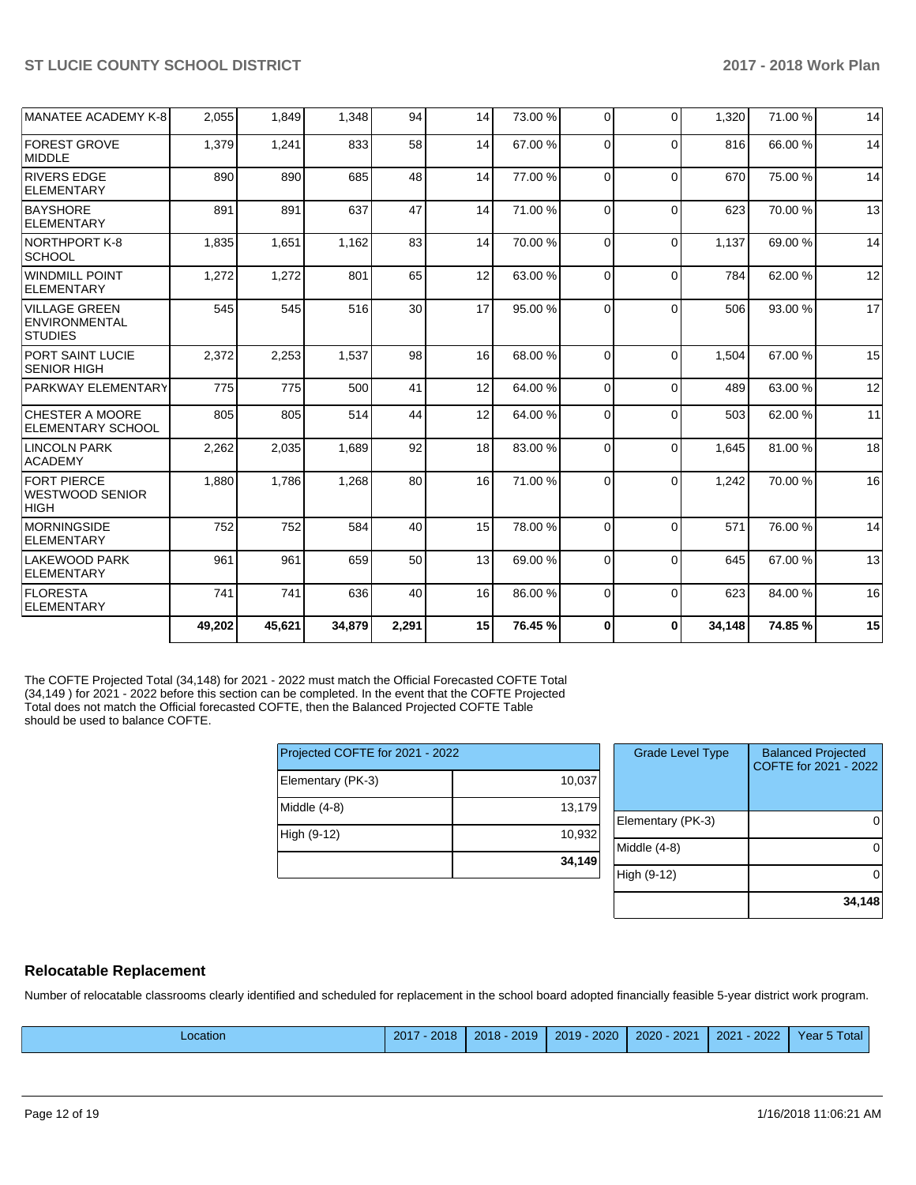| | | | | | | | | | | | |
|---|---|---|---|---|---|---|---|---|---|---|---|
| MANATEE ACADEMY K-8 | 2,055 | 1,849 | 1,348 | 94 | 14 | 73.00 % | 0 | 0 | 1,320 | 71.00 % | 14 |
| FOREST GROVE MIDDLE | 1,379 | 1,241 | 833 | 58 | 14 | 67.00 % | 0 | 0 | 816 | 66.00 % | 14 |
| RIVERS EDGE ELEMENTARY | 890 | 890 | 685 | 48 | 14 | 77.00 % | 0 | 0 | 670 | 75.00 % | 14 |
| BAYSHORE ELEMENTARY | 891 | 891 | 637 | 47 | 14 | 71.00 % | 0 | 0 | 623 | 70.00 % | 13 |
| NORTHPORT K-8 SCHOOL | 1,835 | 1,651 | 1,162 | 83 | 14 | 70.00 % | 0 | 0 | 1,137 | 69.00 % | 14 |
| WINDMILL POINT ELEMENTARY | 1,272 | 1,272 | 801 | 65 | 12 | 63.00 % | 0 | 0 | 784 | 62.00 % | 12 |
| VILLAGE GREEN ENVIRONMENTAL STUDIES | 545 | 545 | 516 | 30 | 17 | 95.00 % | 0 | 0 | 506 | 93.00 % | 17 |
| PORT SAINT LUCIE SENIOR HIGH | 2,372 | 2,253 | 1,537 | 98 | 16 | 68.00 % | 0 | 0 | 1,504 | 67.00 % | 15 |
| PARKWAY ELEMENTARY | 775 | 775 | 500 | 41 | 12 | 64.00 % | 0 | 0 | 489 | 63.00 % | 12 |
| CHESTER A MOORE ELEMENTARY SCHOOL | 805 | 805 | 514 | 44 | 12 | 64.00 % | 0 | 0 | 503 | 62.00 % | 11 |
| LINCOLN PARK ACADEMY | 2,262 | 2,035 | 1,689 | 92 | 18 | 83.00 % | 0 | 0 | 1,645 | 81.00 % | 18 |
| FORT PIERCE WESTWOOD SENIOR HIGH | 1,880 | 1,786 | 1,268 | 80 | 16 | 71.00 % | 0 | 0 | 1,242 | 70.00 % | 16 |
| MORNINGSIDE ELEMENTARY | 752 | 752 | 584 | 40 | 15 | 78.00 % | 0 | 0 | 571 | 76.00 % | 14 |
| LAKEWOOD PARK ELEMENTARY | 961 | 961 | 659 | 50 | 13 | 69.00 % | 0 | 0 | 645 | 67.00 % | 13 |
| FLORESTA ELEMENTARY | 741 | 741 | 636 | 40 | 16 | 86.00 % | 0 | 0 | 623 | 84.00 % | 16 |
| | **49,202** | **45,621** | **34,879** | **2,291** | **15** | **76.45 %** | **0** | **0** | **34,148** | **74.85 %** | **15** |

The COFTE Projected Total (34,148) for 2021 - 2022 must match the Official Forecasted COFTE Total (34,149 ) for 2021 - 2022 before this section can be completed. In the event that the COFTE Projected Total does not match the Official forecasted COFTE, then the Balanced Projected COFTE Table should be used to balance COFTE.

| Projected COFTE for 2021 - 2022 | |
|---|---|
| Elementary (PK-3) | 10,037 |
| Middle (4-8) | 13,179 |
| High (9-12) | 10,932 |
| | **34,149** |

| Grade Level Type | Balanced Projected COFTE for 2021 - 2022 |
|---|---|
| Elementary (PK-3) | 0 |
| Middle (4-8) | 0 |
| High (9-12) | 0 |
| | **34,148** |

## Relocatable Replacement

Number of relocatable classrooms clearly identified and scheduled for replacement in the school board adopted financially feasible 5-year district work program.

| Location | 2017 - 2018 | 2018 - 2019 | 2019 - 2020 | 2020 - 2021 | 2021 - 2022 | Year 5 Total |
|---|---|---|---|---|---|---|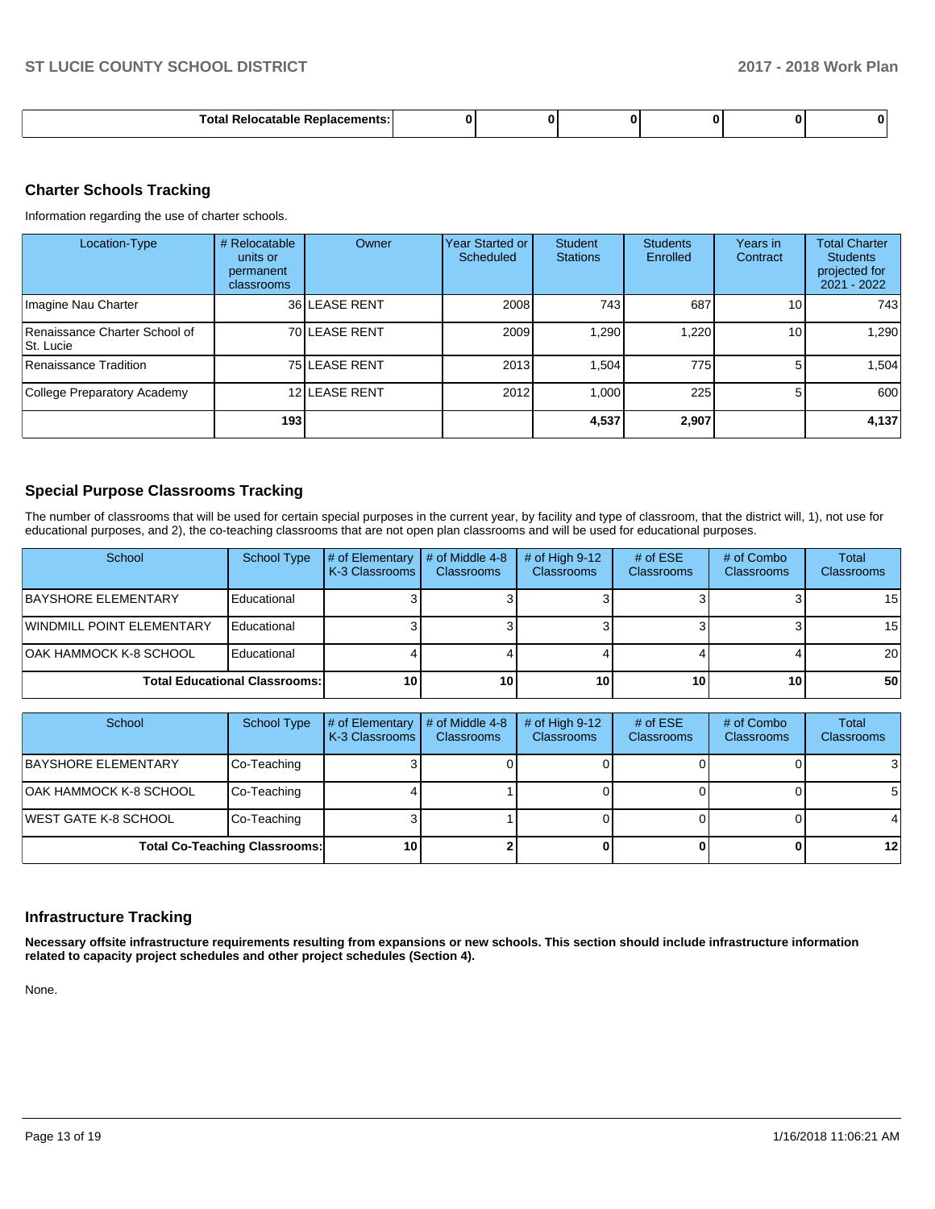| Total Relocatable Replacements: | 0 | 0 | 0 | 0 | 0 | 0 |
|---|---|---|---|---|---|---|

## Charter Schools Tracking

Information regarding the use of charter schools.

| Location-Type | # Relocatable units or permanent classrooms | Owner | Year Started or Scheduled | Student Stations | Students Enrolled | Years in Contract | Total Charter Students projected for 2021 - 2022 |
|---|---|---|---|---|---|---|---|
| Imagine Nau Charter | 36 | LEASE RENT | 2008 | 743 | 687 | 10 | 743 |
| Renaissance Charter School of St. Lucie | 70 | LEASE RENT | 2009 | 1,290 | 1,220 | 10 | 1,290 |
| Renaissance Tradition | 75 | LEASE RENT | 2013 | 1,504 | 775 | 5 | 1,504 |
| College Preparatory Academy | 12 | LEASE RENT | 2012 | 1,000 | 225 | 5 | 600 |
| | **193** | | | **4,537** | **2,907** | | **4,137** |

## Special Purpose Classrooms Tracking

The number of classrooms that will be used for certain special purposes in the current year, by facility and type of classroom, that the district will, 1), not use for educational purposes, and 2), the co-teaching classrooms that are not open plan classrooms and will be used for educational purposes.

| School | School Type | # of Elementary K-3 Classrooms | # of Middle 4-8 Classrooms | # of High 9-12 Classrooms | # of ESE Classrooms | # of Combo Classrooms | Total Classrooms |
|---|---|---|---|---|---|---|---|
| BAYSHORE ELEMENTARY | Educational | 3 | 3 | 3 | 3 | 3 | 15 |
| WINDMILL POINT ELEMENTARY | Educational | 3 | 3 | 3 | 3 | 3 | 15 |
| OAK HAMMOCK K-8 SCHOOL | Educational | 4 | 4 | 4 | 4 | 4 | 20 |
| **Total Educational Classrooms:** | | **10** | **10** | **10** | **10** | **10** | **50** |

| School | School Type | # of Elementary K-3 Classrooms | # of Middle 4-8 Classrooms | # of High 9-12 Classrooms | # of ESE Classrooms | # of Combo Classrooms | Total Classrooms |
|---|---|---|---|---|---|---|---|
| BAYSHORE ELEMENTARY | Co-Teaching | 3 | 0 | 0 | 0 | 0 | 3 |
| OAK HAMMOCK K-8 SCHOOL | Co-Teaching | 4 | 1 | 0 | 0 | 0 | 5 |
| WEST GATE K-8 SCHOOL | Co-Teaching | 3 | 1 | 0 | 0 | 0 | 4 |
| **Total Co-Teaching Classrooms:** | | **10** | **2** | **0** | **0** | **0** | **12** |

## Infrastructure Tracking

**Necessary offsite infrastructure requirements resulting from expansions or new schools. This section should include infrastructure information related to capacity project schedules and other project schedules (Section 4).**

None.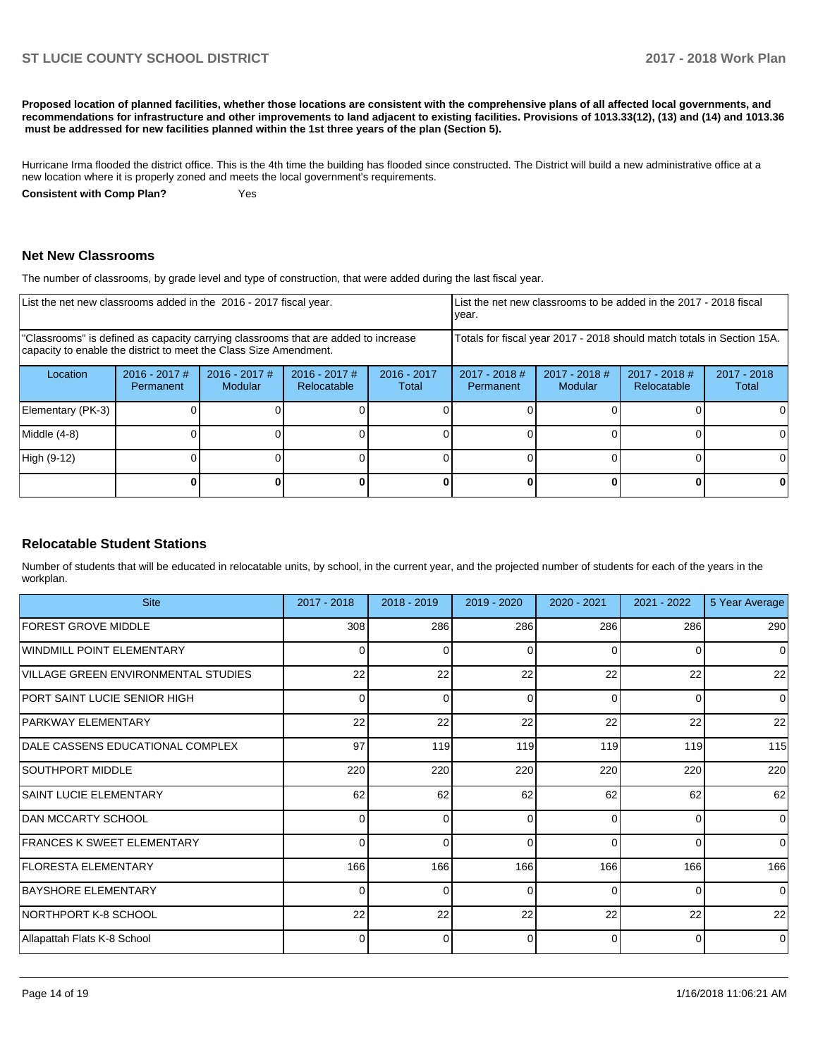**Proposed location of planned facilities, whether those locations are consistent with the comprehensive plans of all affected local governments, and recommendations for infrastructure and other improvements to land adjacent to existing facilities. Provisions of 1013.33(12), (13) and (14) and 1013.36 must be addressed for new facilities planned within the 1st three years of the plan (Section 5).**

Hurricane Irma flooded the district office. This is the 4th time the building has flooded since constructed. The District will build a new administrative office at a new location where it is properly zoned and meets the local government's requirements.

**Consistent with Comp Plan?** Yes

## Net New Classrooms

The number of classrooms, by grade level and type of construction, that were added during the last fiscal year.

| List the net new classrooms added in the 2016 - 2017 fiscal year. | | | | | List the net new classrooms to be added in the 2017 - 2018 fiscal year. | | | |
|---|---|---|---|---|---|---|---|---|
| "Classrooms" is defined as capacity carrying classrooms that are added to increase capacity to enable the district to meet the Class Size Amendment. | | | | | Totals for fiscal year 2017 - 2018 should match totals in Section 15A. | | | |
| Location | 2016 - 2017 # Permanent | 2016 - 2017 # Modular | 2016 - 2017 # Relocatable | 2016 - 2017 Total | 2017 - 2018 # Permanent | 2017 - 2018 # Modular | 2017 - 2018 # Relocatable | 2017 - 2018 Total |
| Elementary (PK-3) | 0 | 0 | 0 | 0 | 0 | 0 | 0 | 0 |
| Middle (4-8) | 0 | 0 | 0 | 0 | 0 | 0 | 0 | 0 |
| High (9-12) | 0 | 0 | 0 | 0 | 0 | 0 | 0 | 0 |
| | **0** | **0** | **0** | **0** | **0** | **0** | **0** | **0** |

## Relocatable Student Stations

Number of students that will be educated in relocatable units, by school, in the current year, and the projected number of students for each of the years in the workplan.

| Site | 2017 - 2018 | 2018 - 2019 | 2019 - 2020 | 2020 - 2021 | 2021 - 2022 | 5 Year Average |
|---|---|---|---|---|---|---|
| FOREST GROVE MIDDLE | 308 | 286 | 286 | 286 | 286 | 290 |
| WINDMILL POINT ELEMENTARY | 0 | 0 | 0 | 0 | 0 | 0 |
| VILLAGE GREEN ENVIRONMENTAL STUDIES | 22 | 22 | 22 | 22 | 22 | 22 |
| PORT SAINT LUCIE SENIOR HIGH | 0 | 0 | 0 | 0 | 0 | 0 |
| PARKWAY ELEMENTARY | 22 | 22 | 22 | 22 | 22 | 22 |
| DALE CASSENS EDUCATIONAL COMPLEX | 97 | 119 | 119 | 119 | 119 | 115 |
| SOUTHPORT MIDDLE | 220 | 220 | 220 | 220 | 220 | 220 |
| SAINT LUCIE ELEMENTARY | 62 | 62 | 62 | 62 | 62 | 62 |
| DAN MCCARTY SCHOOL | 0 | 0 | 0 | 0 | 0 | 0 |
| FRANCES K SWEET ELEMENTARY | 0 | 0 | 0 | 0 | 0 | 0 |
| FLORESTA ELEMENTARY | 166 | 166 | 166 | 166 | 166 | 166 |
| BAYSHORE ELEMENTARY | 0 | 0 | 0 | 0 | 0 | 0 |
| NORTHPORT K-8 SCHOOL | 22 | 22 | 22 | 22 | 22 | 22 |
| Allapattah Flats K-8 School | 0 | 0 | 0 | 0 | 0 | 0 |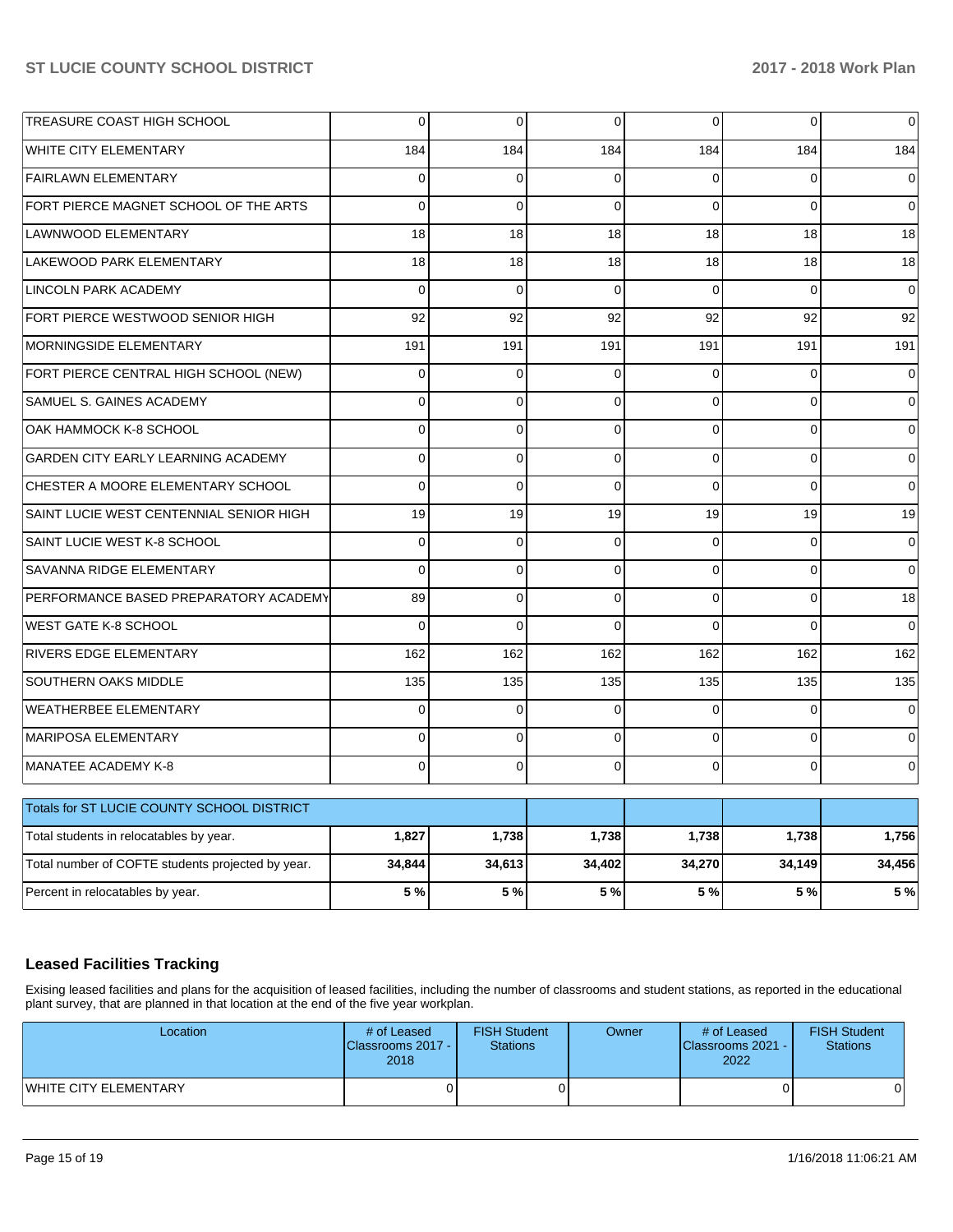| | | | | | | |
|---|---|---|---|---|---|---|
| TREASURE COAST HIGH SCHOOL | 0 | 0 | 0 | 0 | 0 | 0 |
| WHITE CITY ELEMENTARY | 184 | 184 | 184 | 184 | 184 | 184 |
| FAIRLAWN ELEMENTARY | 0 | 0 | 0 | 0 | 0 | 0 |
| FORT PIERCE MAGNET SCHOOL OF THE ARTS | 0 | 0 | 0 | 0 | 0 | 0 |
| LAWNWOOD ELEMENTARY | 18 | 18 | 18 | 18 | 18 | 18 |
| LAKEWOOD PARK ELEMENTARY | 18 | 18 | 18 | 18 | 18 | 18 |
| LINCOLN PARK ACADEMY | 0 | 0 | 0 | 0 | 0 | 0 |
| FORT PIERCE WESTWOOD SENIOR HIGH | 92 | 92 | 92 | 92 | 92 | 92 |
| MORNINGSIDE ELEMENTARY | 191 | 191 | 191 | 191 | 191 | 191 |
| FORT PIERCE CENTRAL HIGH SCHOOL (NEW) | 0 | 0 | 0 | 0 | 0 | 0 |
| SAMUEL S. GAINES ACADEMY | 0 | 0 | 0 | 0 | 0 | 0 |
| OAK HAMMOCK K-8 SCHOOL | 0 | 0 | 0 | 0 | 0 | 0 |
| GARDEN CITY EARLY LEARNING ACADEMY | 0 | 0 | 0 | 0 | 0 | 0 |
| CHESTER A MOORE ELEMENTARY SCHOOL | 0 | 0 | 0 | 0 | 0 | 0 |
| SAINT LUCIE WEST CENTENNIAL SENIOR HIGH | 19 | 19 | 19 | 19 | 19 | 19 |
| SAINT LUCIE WEST K-8 SCHOOL | 0 | 0 | 0 | 0 | 0 | 0 |
| SAVANNA RIDGE ELEMENTARY | 0 | 0 | 0 | 0 | 0 | 0 |
| PERFORMANCE BASED PREPARATORY ACADEMY | 89 | 0 | 0 | 0 | 0 | 18 |
| WEST GATE K-8 SCHOOL | 0 | 0 | 0 | 0 | 0 | 0 |
| RIVERS EDGE ELEMENTARY | 162 | 162 | 162 | 162 | 162 | 162 |
| SOUTHERN OAKS MIDDLE | 135 | 135 | 135 | 135 | 135 | 135 |
| WEATHERBEE ELEMENTARY | 0 | 0 | 0 | 0 | 0 | 0 |
| MARIPOSA ELEMENTARY | 0 | 0 | 0 | 0 | 0 | 0 |
| MANATEE ACADEMY K-8 | 0 | 0 | 0 | 0 | 0 | 0 |

| Totals for ST LUCIE COUNTY SCHOOL DISTRICT | | | | | | |
|---|---|---|---|---|---|---|
| Total students in relocatables by year. | **1,827** | **1,738** | **1,738** | **1,738** | **1,738** | **1,756** |
| Total number of COFTE students projected by year. | **34,844** | **34,613** | **34,402** | **34,270** | **34,149** | **34,456** |
| Percent in relocatables by year. | **5 %** | **5 %** | **5 %** | **5 %** | **5 %** | **5 %** |

## Leased Facilities Tracking

Exising leased facilities and plans for the acquisition of leased facilities, including the number of classrooms and student stations, as reported in the educational plant survey, that are planned in that location at the end of the five year workplan.

| Location | # of Leased Classrooms 2017 - 2018 | FISH Student Stations | Owner | # of Leased Classrooms 2021 - 2022 | FISH Student Stations |
|---|---|---|---|---|---|
| WHITE CITY ELEMENTARY | 0 | 0 | | 0 | 0 |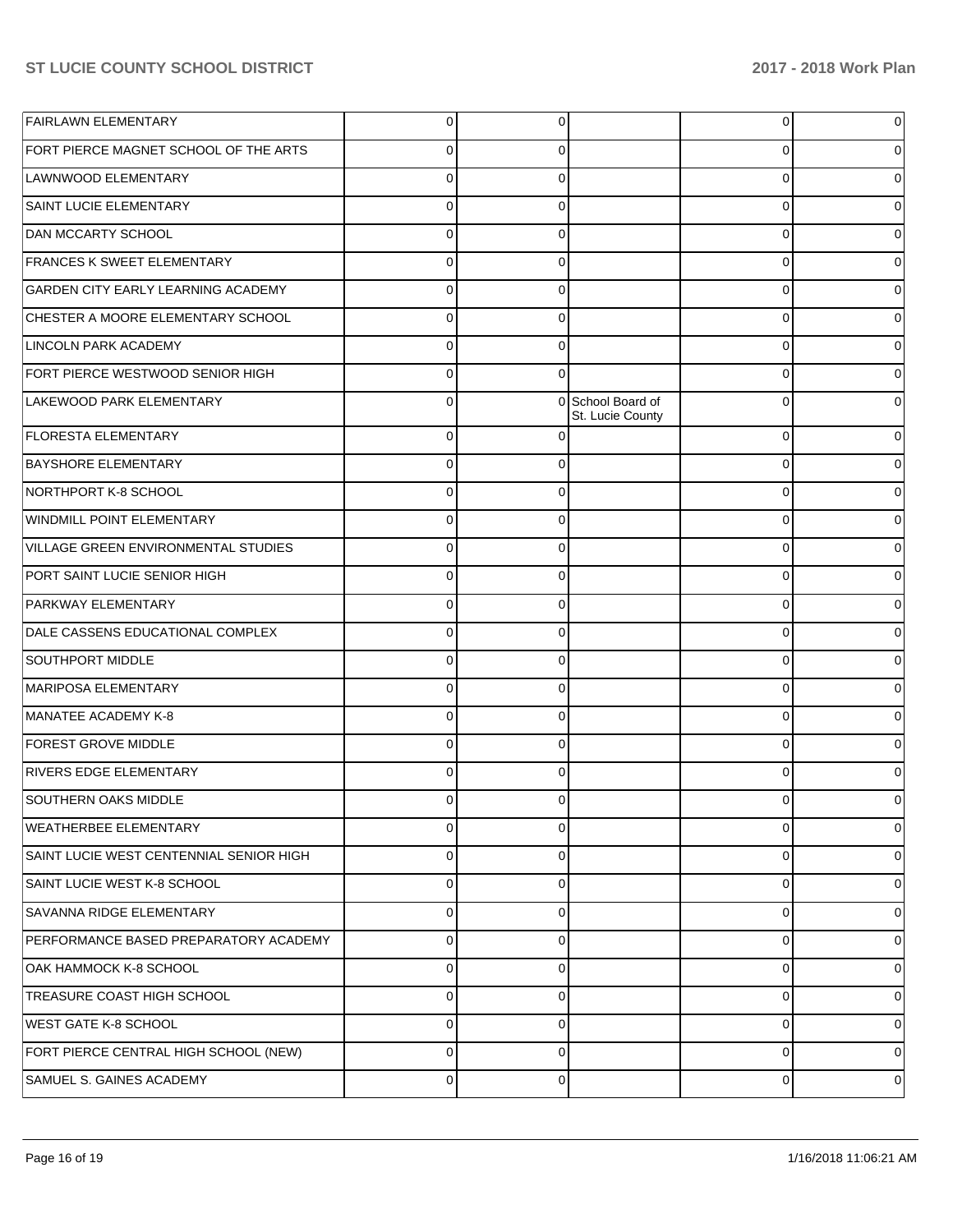| | | | | | |
|---|---|---|---|---|---|
| FAIRLAWN ELEMENTARY | 0 | 0 | | 0 | 0 |
| FORT PIERCE MAGNET SCHOOL OF THE ARTS | 0 | 0 | | 0 | 0 |
| LAWNWOOD ELEMENTARY | 0 | 0 | | 0 | 0 |
| SAINT LUCIE ELEMENTARY | 0 | 0 | | 0 | 0 |
| DAN MCCARTY SCHOOL | 0 | 0 | | 0 | 0 |
| FRANCES K SWEET ELEMENTARY | 0 | 0 | | 0 | 0 |
| GARDEN CITY EARLY LEARNING ACADEMY | 0 | 0 | | 0 | 0 |
| CHESTER A MOORE ELEMENTARY SCHOOL | 0 | 0 | | 0 | 0 |
| LINCOLN PARK ACADEMY | 0 | 0 | | 0 | 0 |
| FORT PIERCE WESTWOOD SENIOR HIGH | 0 | 0 | | 0 | 0 |
| LAKEWOOD PARK ELEMENTARY | 0 | 0 | School Board of St. Lucie County | 0 | 0 |
| FLORESTA ELEMENTARY | 0 | 0 | | 0 | 0 |
| BAYSHORE ELEMENTARY | 0 | 0 | | 0 | 0 |
| NORTHPORT K-8 SCHOOL | 0 | 0 | | 0 | 0 |
| WINDMILL POINT ELEMENTARY | 0 | 0 | | 0 | 0 |
| VILLAGE GREEN ENVIRONMENTAL STUDIES | 0 | 0 | | 0 | 0 |
| PORT SAINT LUCIE SENIOR HIGH | 0 | 0 | | 0 | 0 |
| PARKWAY ELEMENTARY | 0 | 0 | | 0 | 0 |
| DALE CASSENS EDUCATIONAL COMPLEX | 0 | 0 | | 0 | 0 |
| SOUTHPORT MIDDLE | 0 | 0 | | 0 | 0 |
| MARIPOSA ELEMENTARY | 0 | 0 | | 0 | 0 |
| MANATEE ACADEMY K-8 | 0 | 0 | | 0 | 0 |
| FOREST GROVE MIDDLE | 0 | 0 | | 0 | 0 |
| RIVERS EDGE ELEMENTARY | 0 | 0 | | 0 | 0 |
| SOUTHERN OAKS MIDDLE | 0 | 0 | | 0 | 0 |
| WEATHERBEE ELEMENTARY | 0 | 0 | | 0 | 0 |
| SAINT LUCIE WEST CENTENNIAL SENIOR HIGH | 0 | 0 | | 0 | 0 |
| SAINT LUCIE WEST K-8 SCHOOL | 0 | 0 | | 0 | 0 |
| SAVANNA RIDGE ELEMENTARY | 0 | 0 | | 0 | 0 |
| PERFORMANCE BASED PREPARATORY ACADEMY | 0 | 0 | | 0 | 0 |
| OAK HAMMOCK K-8 SCHOOL | 0 | 0 | | 0 | 0 |
| TREASURE COAST HIGH SCHOOL | 0 | 0 | | 0 | 0 |
| WEST GATE K-8 SCHOOL | 0 | 0 | | 0 | 0 |
| FORT PIERCE CENTRAL HIGH SCHOOL (NEW) | 0 | 0 | | 0 | 0 |
| SAMUEL S. GAINES ACADEMY | 0 | 0 | | 0 | 0 |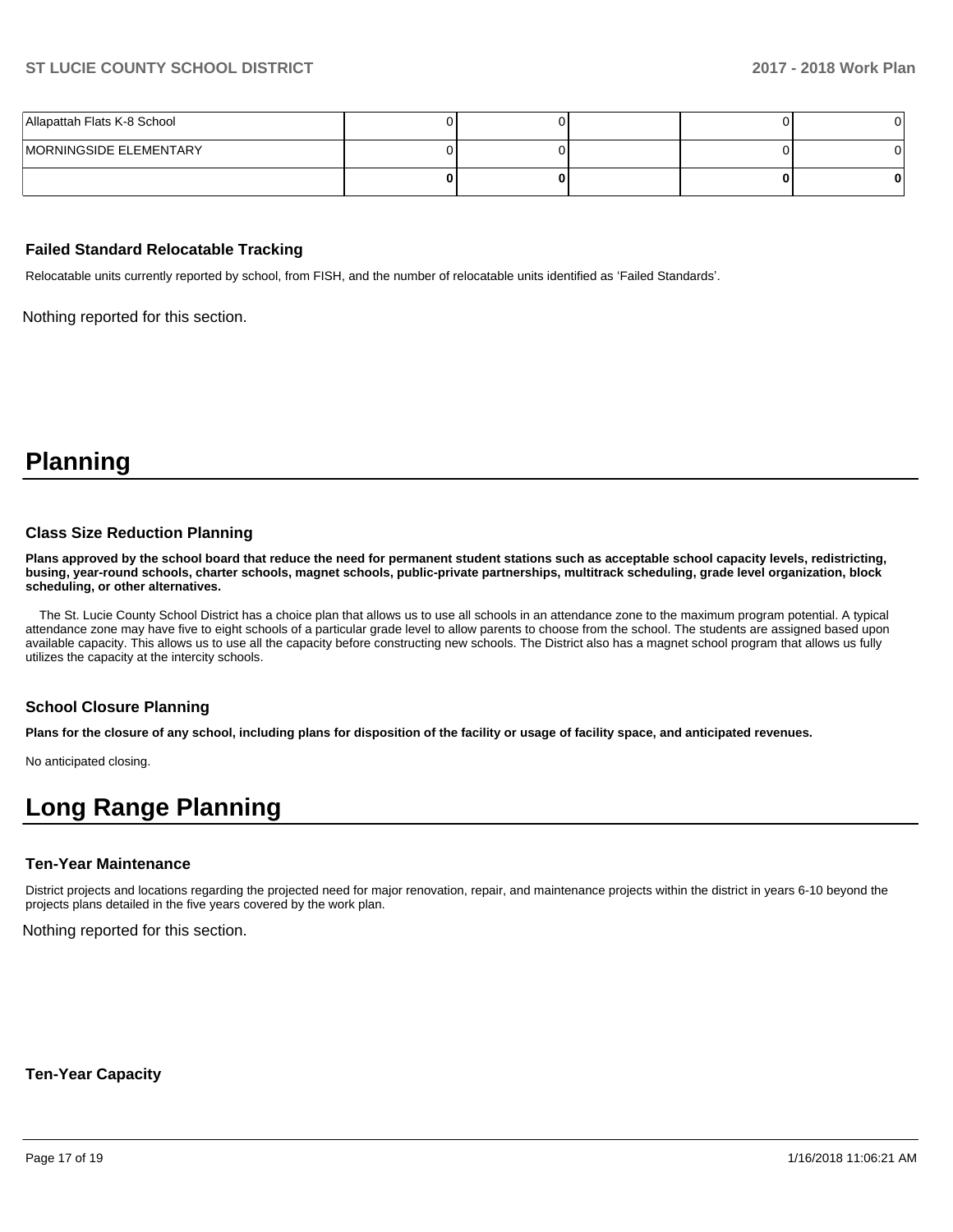| | | | | | |
|---|---|---|---|---|---|
| Allapattah Flats K-8 School | 0 | 0 | | 0 | 0 |
| MORNINGSIDE ELEMENTARY | 0 | 0 | | 0 | 0 |
| | **0** | **0** | | **0** | **0** |

### Failed Standard Relocatable Tracking

Relocatable units currently reported by school, from FISH, and the number of relocatable units identified as 'Failed Standards'.

Nothing reported for this section.

# Planning

### Class Size Reduction Planning

**Plans approved by the school board that reduce the need for permanent student stations such as acceptable school capacity levels, redistricting, busing, year-round schools, charter schools, magnet schools, public-private partnerships, multitrack scheduling, grade level organization, block scheduling, or other alternatives.**

The St. Lucie County School District has a choice plan that allows us to use all schools in an attendance zone to the maximum program potential. A typical attendance zone may have five to eight schools of a particular grade level to allow parents to choose from the school. The students are assigned based upon available capacity. This allows us to use all the capacity before constructing new schools. The District also has a magnet school program that allows us fully utilizes the capacity at the intercity schools.

### School Closure Planning

**Plans for the closure of any school, including plans for disposition of the facility or usage of facility space, and anticipated revenues.**

No anticipated closing.

# Long Range Planning

### Ten-Year Maintenance

District projects and locations regarding the projected need for major renovation, repair, and maintenance projects within the district in years 6-10 beyond the projects plans detailed in the five years covered by the work plan.

Nothing reported for this section.

### Ten-Year Capacity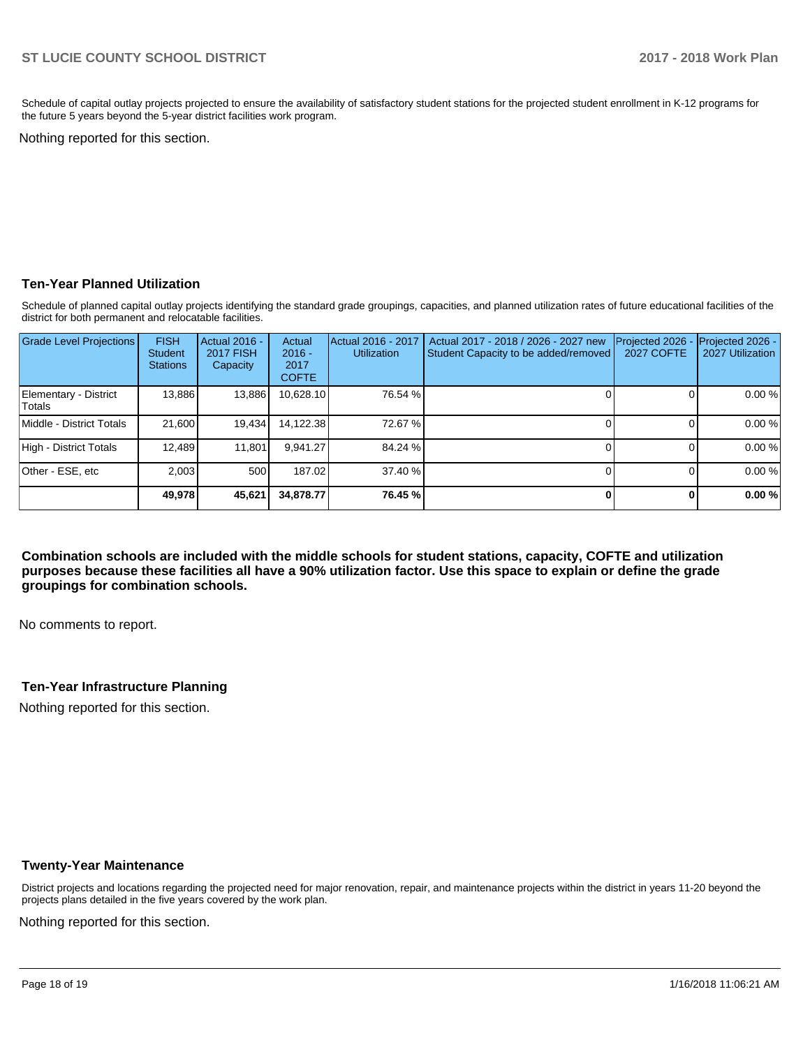Schedule of capital outlay projects projected to ensure the availability of satisfactory student stations for the projected student enrollment in K-12 programs for the future 5 years beyond the 5-year district facilities work program.

Nothing reported for this section.

## Ten-Year Planned Utilization

Schedule of planned capital outlay projects identifying the standard grade groupings, capacities, and planned utilization rates of future educational facilities of the district for both permanent and relocatable facilities.

| Grade Level Projections | FISH Student Stations | Actual 2016 - 2017 FISH Capacity | Actual 2016 - 2017 COFTE | Actual 2016 - 2017 Utilization | Actual 2017 - 2018 / 2026 - 2027 new Student Capacity to be added/removed | Projected 2026 - 2027 COFTE | Projected 2026 - 2027 Utilization |
|---|---|---|---|---|---|---|---|
| Elementary - District Totals | 13,886 | 13,886 | 10,628.10 | 76.54 % | 0 | 0 | 0.00 % |
| Middle - District Totals | 21,600 | 19,434 | 14,122.38 | 72.67 % | 0 | 0 | 0.00 % |
| High - District Totals | 12,489 | 11,801 | 9,941.27 | 84.24 % | 0 | 0 | 0.00 % |
| Other - ESE, etc | 2,003 | 500 | 187.02 | 37.40 % | 0 | 0 | 0.00 % |
| | **49,978** | **45,621** | **34,878.77** | **76.45 %** | **0** | **0** | **0.00 %** |

**Combination schools are included with the middle schools for student stations, capacity, COFTE and utilization purposes because these facilities all have a 90% utilization factor. Use this space to explain or define the grade groupings for combination schools.**

No comments to report.

## Ten-Year Infrastructure Planning

Nothing reported for this section.

## Twenty-Year Maintenance

District projects and locations regarding the projected need for major renovation, repair, and maintenance projects within the district in years 11-20 beyond the projects plans detailed in the five years covered by the work plan.

Nothing reported for this section.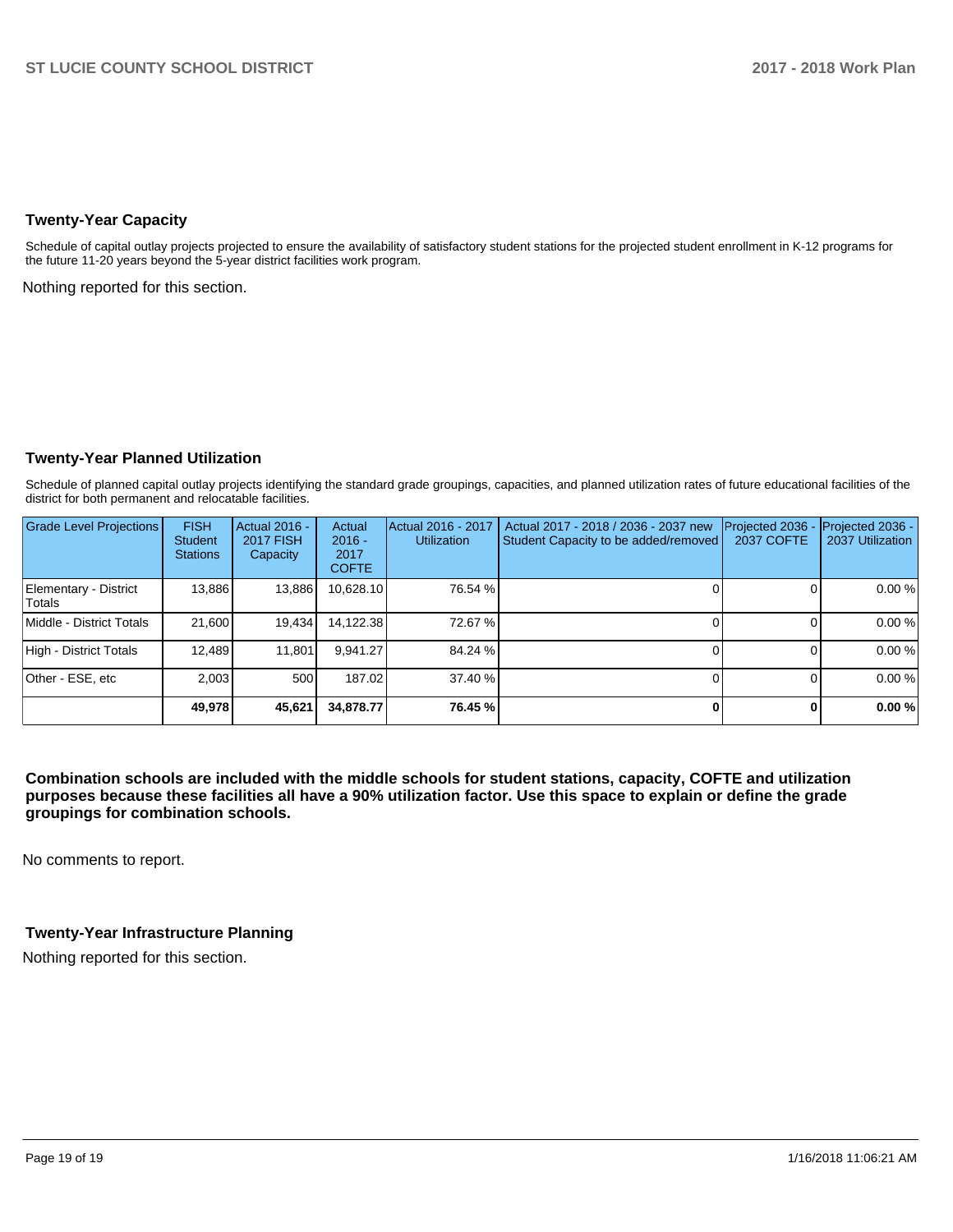## Twenty-Year Capacity

Schedule of capital outlay projects projected to ensure the availability of satisfactory student stations for the projected student enrollment in K-12 programs for the future 11-20 years beyond the 5-year district facilities work program.

Nothing reported for this section.

## Twenty-Year Planned Utilization

Schedule of planned capital outlay projects identifying the standard grade groupings, capacities, and planned utilization rates of future educational facilities of the district for both permanent and relocatable facilities.

| Grade Level Projections | FISH Student Stations | Actual 2016 - 2017 FISH Capacity | Actual 2016 - 2017 COFTE | Actual 2016 - 2017 Utilization | Actual 2017 - 2018 / 2036 - 2037 new Student Capacity to be added/removed | Projected 2036 - 2037 COFTE | Projected 2036 - 2037 Utilization |
|---|---|---|---|---|---|---|---|
| Elementary - District Totals | 13,886 | 13,886 | 10,628.10 | 76.54 % | 0 | 0 | 0.00 % |
| Middle - District Totals | 21,600 | 19,434 | 14,122.38 | 72.67 % | 0 | 0 | 0.00 % |
| High - District Totals | 12,489 | 11,801 | 9,941.27 | 84.24 % | 0 | 0 | 0.00 % |
| Other - ESE, etc | 2,003 | 500 | 187.02 | 37.40 % | 0 | 0 | 0.00 % |
| | **49,978** | **45,621** | **34,878.77** | **76.45 %** | **0** | **0** | **0.00 %** |

**Combination schools are included with the middle schools for student stations, capacity, COFTE and utilization purposes because these facilities all have a 90% utilization factor. Use this space to explain or define the grade groupings for combination schools.**

No comments to report.

## Twenty-Year Infrastructure Planning

Nothing reported for this section.